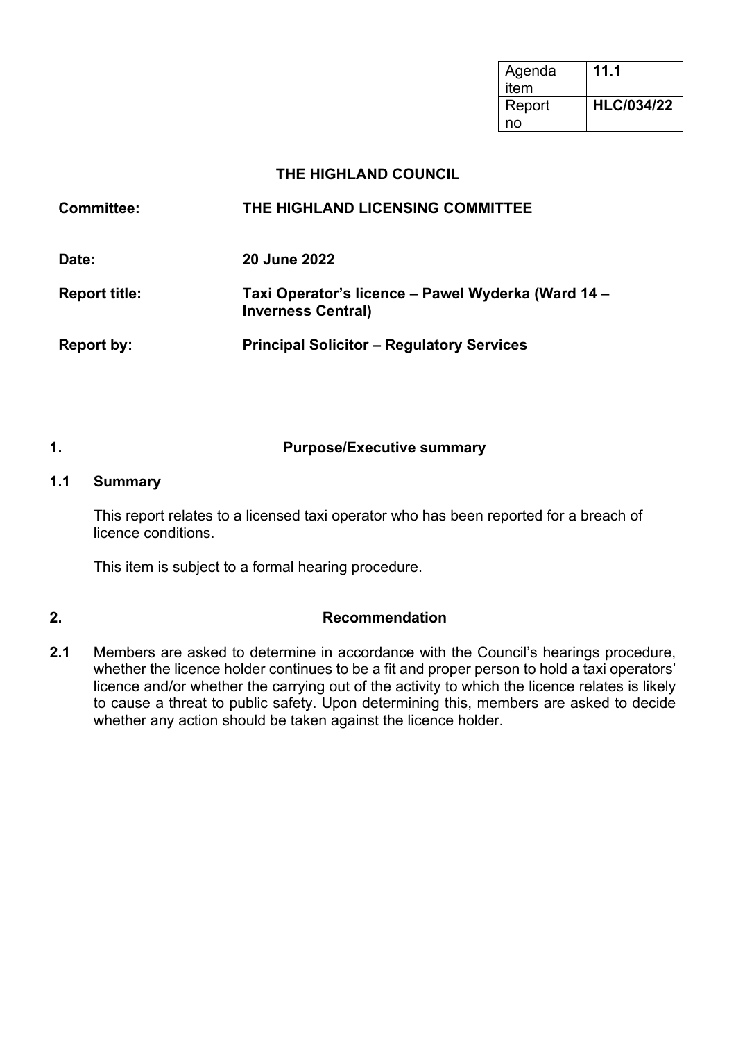| Agenda item | **11.1** |
|---|---|
| Report no | **HLC/034/22** |

# THE HIGHLAND COUNCIL

| | |
|---|---|
| **Committee:** | **THE HIGHLAND LICENSING COMMITTEE** |
| **Date:** | **20 June 2022** |
| **Report title:** | **Taxi Operator's licence – Pawel Wyderka (Ward 14 – Inverness Central)** |
| **Report by:** | **Principal Solicitor – Regulatory Services** |

## 1. Purpose/Executive summary

### 1.1 Summary

This report relates to a licensed taxi operator who has been reported for a breach of licence conditions.

This item is subject to a formal hearing procedure.

## 2. Recommendation

**2.1** Members are asked to determine in accordance with the Council's hearings procedure, whether the licence holder continues to be a fit and proper person to hold a taxi operators' licence and/or whether the carrying out of the activity to which the licence relates is likely to cause a threat to public safety. Upon determining this, members are asked to decide whether any action should be taken against the licence holder.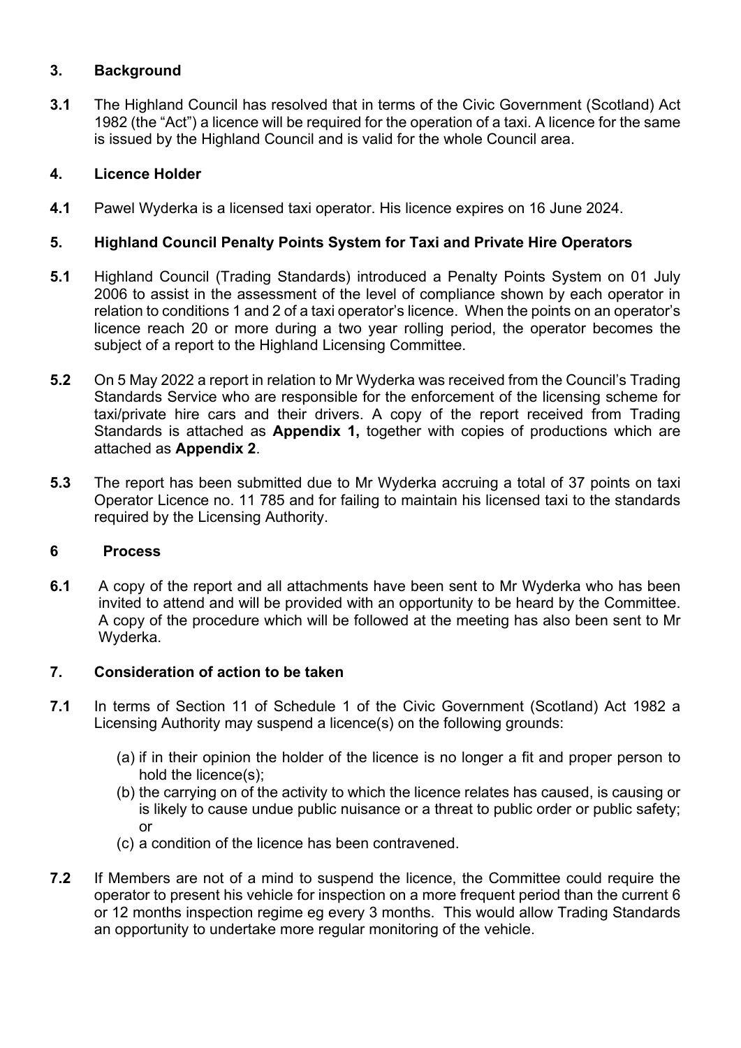## 3. Background

**3.1** The Highland Council has resolved that in terms of the Civic Government (Scotland) Act 1982 (the "Act") a licence will be required for the operation of a taxi. A licence for the same is issued by the Highland Council and is valid for the whole Council area.

## 4. Licence Holder

**4.1** Pawel Wyderka is a licensed taxi operator. His licence expires on 16 June 2024.

## 5. Highland Council Penalty Points System for Taxi and Private Hire Operators

**5.1** Highland Council (Trading Standards) introduced a Penalty Points System on 01 July 2006 to assist in the assessment of the level of compliance shown by each operator in relation to conditions 1 and 2 of a taxi operator's licence. When the points on an operator's licence reach 20 or more during a two year rolling period, the operator becomes the subject of a report to the Highland Licensing Committee.

**5.2** On 5 May 2022 a report in relation to Mr Wyderka was received from the Council's Trading Standards Service who are responsible for the enforcement of the licensing scheme for taxi/private hire cars and their drivers. A copy of the report received from Trading Standards is attached as **Appendix 1,** together with copies of productions which are attached as **Appendix 2**.

**5.3** The report has been submitted due to Mr Wyderka accruing a total of 37 points on taxi Operator Licence no. 11 785 and for failing to maintain his licensed taxi to the standards required by the Licensing Authority.

## 6 Process

**6.1** A copy of the report and all attachments have been sent to Mr Wyderka who has been invited to attend and will be provided with an opportunity to be heard by the Committee. A copy of the procedure which will be followed at the meeting has also been sent to Mr Wyderka.

## 7. Consideration of action to be taken

**7.1** In terms of Section 11 of Schedule 1 of the Civic Government (Scotland) Act 1982 a Licensing Authority may suspend a licence(s) on the following grounds:

(a) if in their opinion the holder of the licence is no longer a fit and proper person to hold the licence(s);
(b) the carrying on of the activity to which the licence relates has caused, is causing or is likely to cause undue public nuisance or a threat to public order or public safety; or
(c) a condition of the licence has been contravened.

**7.2** If Members are not of a mind to suspend the licence, the Committee could require the operator to present his vehicle for inspection on a more frequent period than the current 6 or 12 months inspection regime eg every 3 months. This would allow Trading Standards an opportunity to undertake more regular monitoring of the vehicle.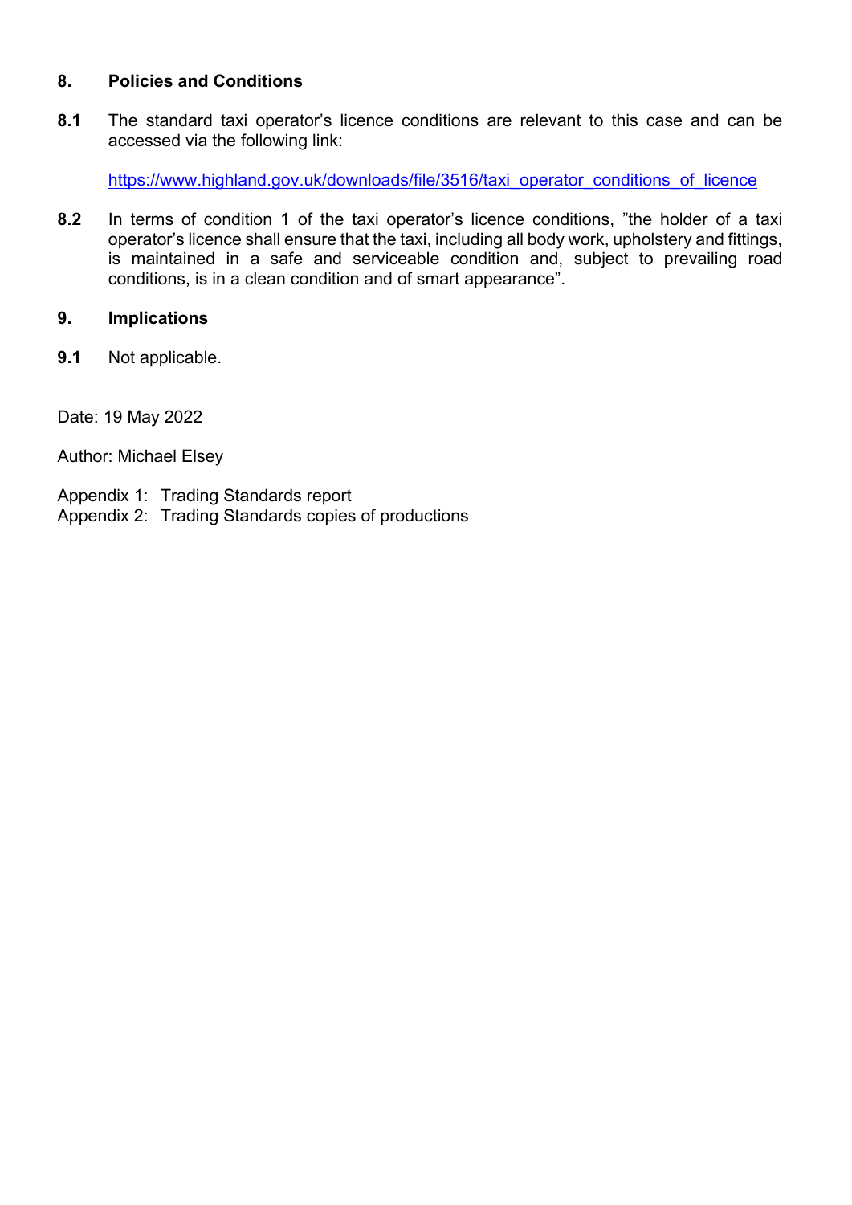## 8. Policies and Conditions

**8.1** The standard taxi operator's licence conditions are relevant to this case and can be accessed via the following link:

[https://www.highland.gov.uk/downloads/file/3516/taxi_operator_conditions_of_licence](https://www.highland.gov.uk/downloads/file/3516/taxi_operator_conditions_of_licence)

**8.2** In terms of condition 1 of the taxi operator's licence conditions, "the holder of a taxi operator's licence shall ensure that the taxi, including all body work, upholstery and fittings, is maintained in a safe and serviceable condition and, subject to prevailing road conditions, is in a clean condition and of smart appearance".

## 9. Implications

**9.1** Not applicable.

Date: 19 May 2022

Author: Michael Elsey

Appendix 1: Trading Standards report
Appendix 2: Trading Standards copies of productions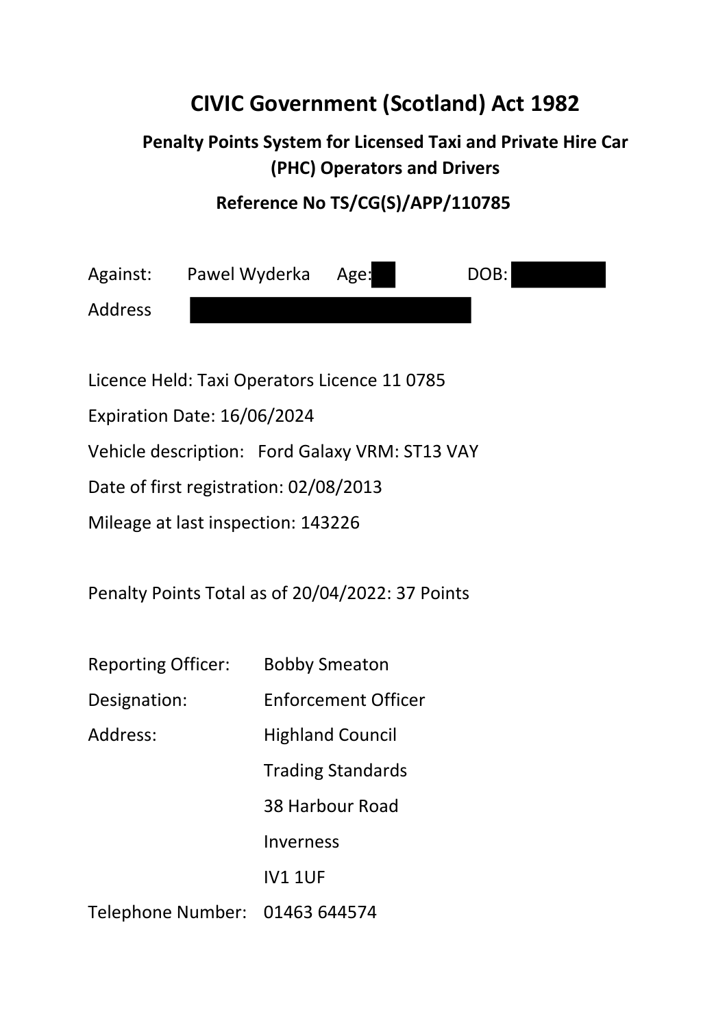# CIVIC Government (Scotland) Act 1982

## Penalty Points System for Licensed Taxi and Private Hire Car (PHC) Operators and Drivers

### Reference No TS/CG(S)/APP/110785

Against: Pawel Wyderka Age: DOB:

Address

Licence Held: Taxi Operators Licence 11 0785

Expiration Date: 16/06/2024

Vehicle description: Ford Galaxy VRM: ST13 VAY

Date of first registration: 02/08/2013

Mileage at last inspection: 143226

Penalty Points Total as of 20/04/2022: 37 Points

Reporting Officer: Bobby Smeaton

Designation: Enforcement Officer

Address: Highland Council
Trading Standards
38 Harbour Road
Inverness
IV1 1UF

Telephone Number: 01463 644574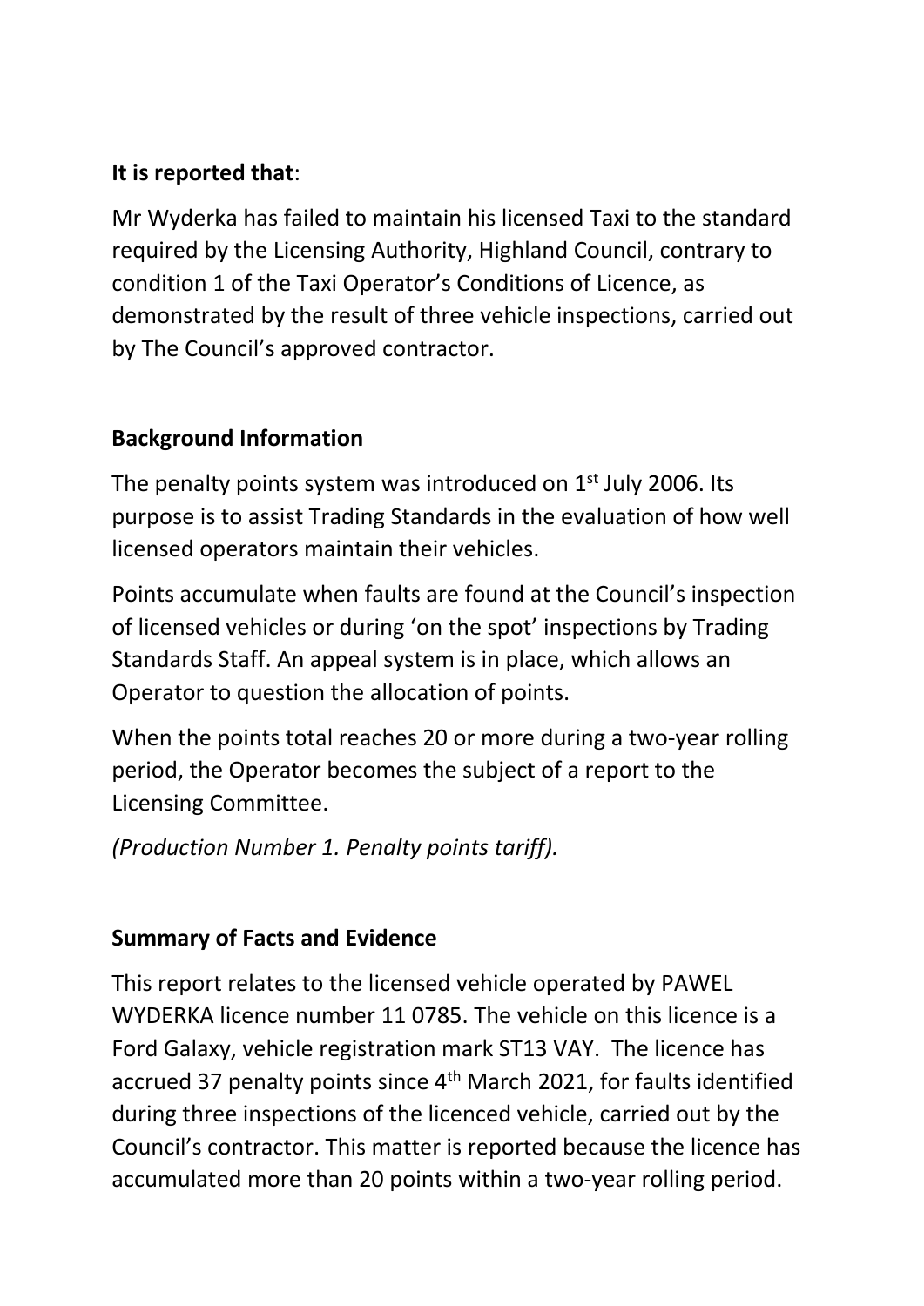**It is reported that**:

Mr Wyderka has failed to maintain his licensed Taxi to the standard required by the Licensing Authority, Highland Council, contrary to condition 1 of the Taxi Operator's Conditions of Licence, as demonstrated by the result of three vehicle inspections, carried out by The Council's approved contractor.

**Background Information**

The penalty points system was introduced on 1st July 2006. Its purpose is to assist Trading Standards in the evaluation of how well licensed operators maintain their vehicles.

Points accumulate when faults are found at the Council's inspection of licensed vehicles or during 'on the spot' inspections by Trading Standards Staff. An appeal system is in place, which allows an Operator to question the allocation of points.

When the points total reaches 20 or more during a two-year rolling period, the Operator becomes the subject of a report to the Licensing Committee.

*(Production Number 1. Penalty points tariff).*

**Summary of Facts and Evidence**

This report relates to the licensed vehicle operated by PAWEL WYDERKA licence number 11 0785. The vehicle on this licence is a Ford Galaxy, vehicle registration mark ST13 VAY. The licence has accrued 37 penalty points since 4th March 2021, for faults identified during three inspections of the licenced vehicle, carried out by the Council's contractor. This matter is reported because the licence has accumulated more than 20 points within a two-year rolling period.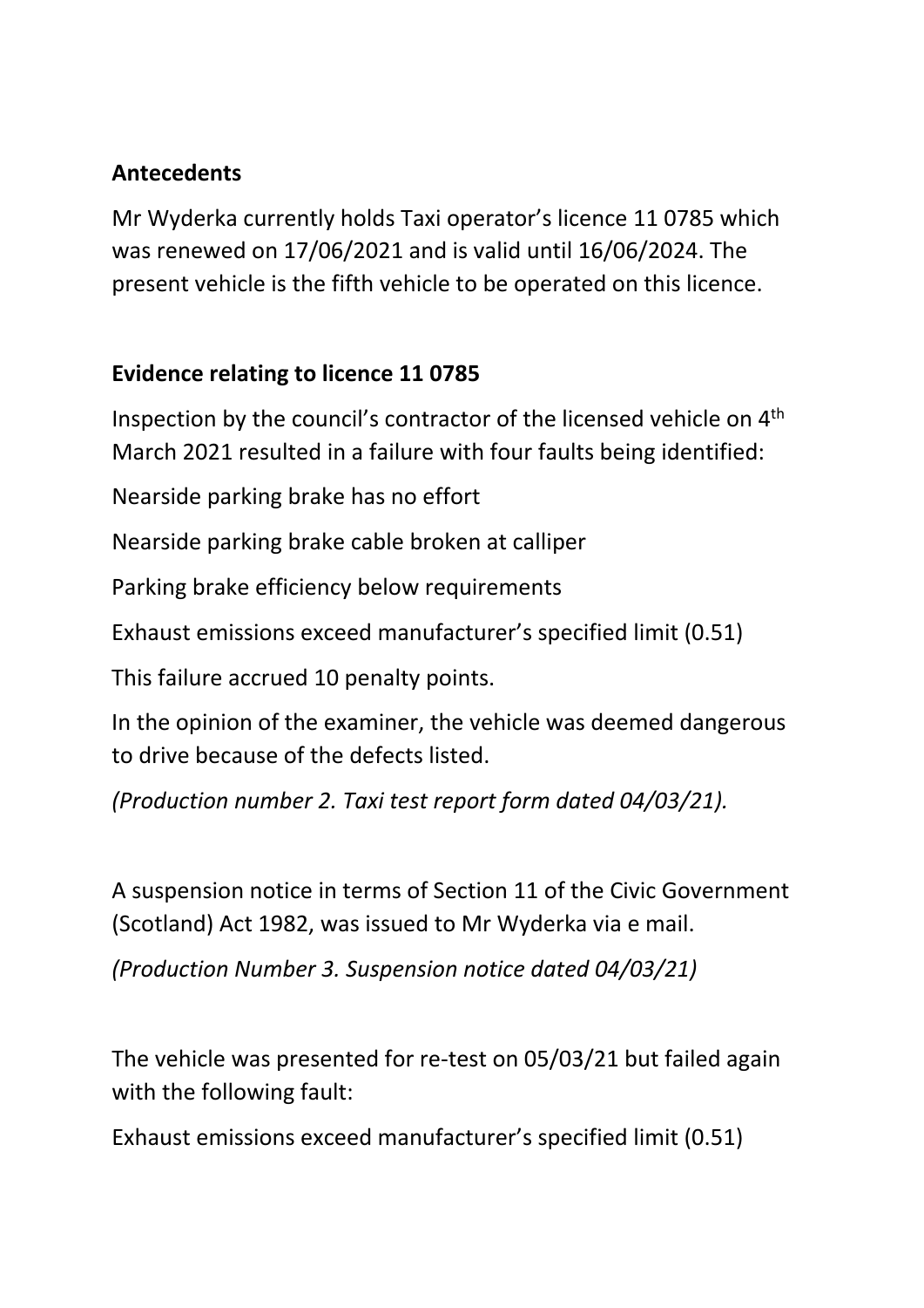**Antecedents**

Mr Wyderka currently holds Taxi operator's licence 11 0785 which was renewed on 17/06/2021 and is valid until 16/06/2024. The present vehicle is the fifth vehicle to be operated on this licence.

**Evidence relating to licence 11 0785**

Inspection by the council's contractor of the licensed vehicle on 4th March 2021 resulted in a failure with four faults being identified:

Nearside parking brake has no effort

Nearside parking brake cable broken at calliper

Parking brake efficiency below requirements

Exhaust emissions exceed manufacturer's specified limit (0.51)

This failure accrued 10 penalty points.

In the opinion of the examiner, the vehicle was deemed dangerous to drive because of the defects listed.

*(Production number 2. Taxi test report form dated 04/03/21).*

A suspension notice in terms of Section 11 of the Civic Government (Scotland) Act 1982, was issued to Mr Wyderka via e mail.

*(Production Number 3. Suspension notice dated 04/03/21)*

The vehicle was presented for re-test on 05/03/21 but failed again with the following fault:

Exhaust emissions exceed manufacturer's specified limit (0.51)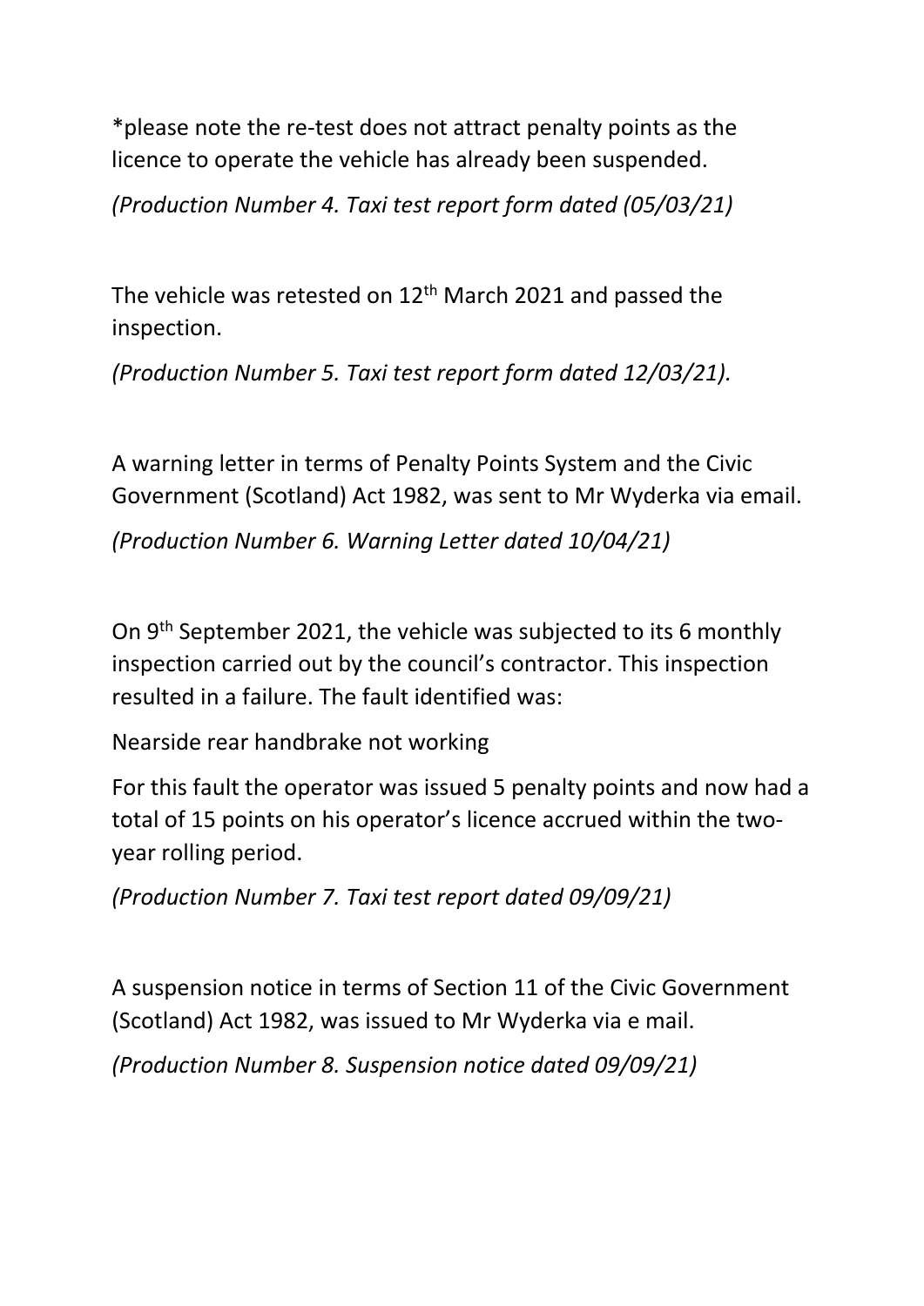*please note the re-test does not attract penalty points as the licence to operate the vehicle has already been suspended.

*(Production Number 4. Taxi test report form dated (05/03/21)*

The vehicle was retested on 12th March 2021 and passed the inspection.

*(Production Number 5. Taxi test report form dated 12/03/21).*

A warning letter in terms of Penalty Points System and the Civic Government (Scotland) Act 1982, was sent to Mr Wyderka via email.

*(Production Number 6. Warning Letter dated 10/04/21)*

On 9th September 2021, the vehicle was subjected to its 6 monthly inspection carried out by the council's contractor. This inspection resulted in a failure. The fault identified was:

Nearside rear handbrake not working

For this fault the operator was issued 5 penalty points and now had a total of 15 points on his operator's licence accrued within the two-year rolling period.

*(Production Number 7. Taxi test report dated 09/09/21)*

A suspension notice in terms of Section 11 of the Civic Government (Scotland) Act 1982, was issued to Mr Wyderka via e mail.

*(Production Number 8. Suspension notice dated 09/09/21)*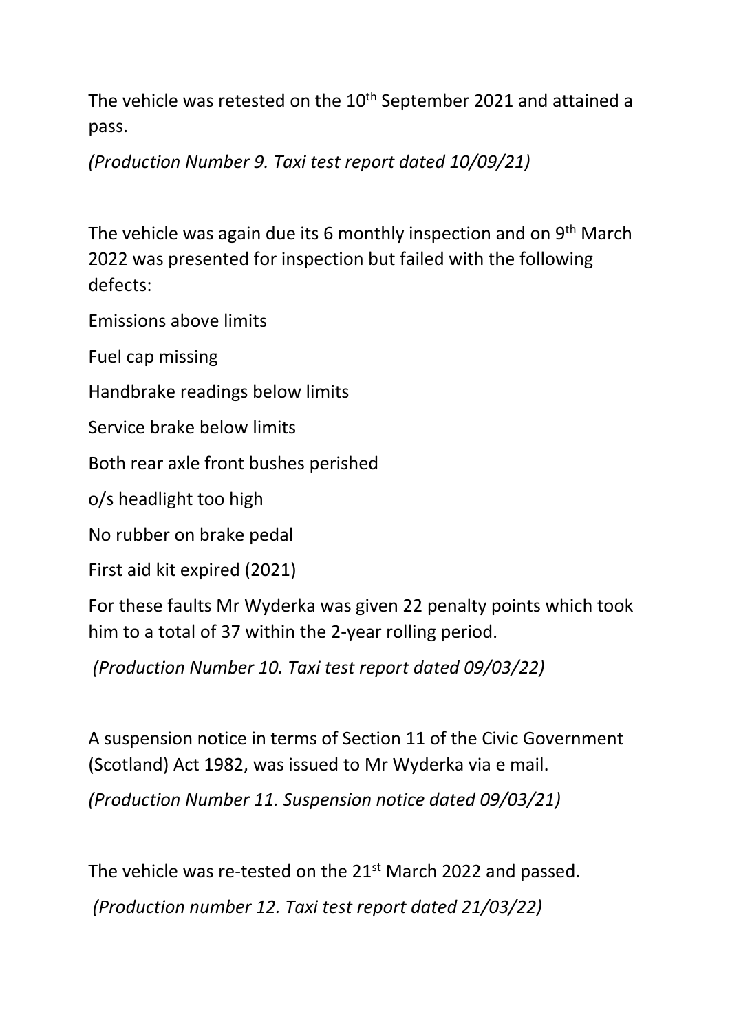The vehicle was retested on the 10th September 2021 and attained a pass.

*(Production Number 9. Taxi test report dated 10/09/21)*

The vehicle was again due its 6 monthly inspection and on 9th March 2022 was presented for inspection but failed with the following defects:

Emissions above limits

Fuel cap missing

Handbrake readings below limits

Service brake below limits

Both rear axle front bushes perished

o/s headlight too high

No rubber on brake pedal

First aid kit expired (2021)

For these faults Mr Wyderka was given 22 penalty points which took him to a total of 37 within the 2-year rolling period.

*(Production Number 10. Taxi test report dated 09/03/22)*

A suspension notice in terms of Section 11 of the Civic Government (Scotland) Act 1982, was issued to Mr Wyderka via e mail.

*(Production Number 11. Suspension notice dated 09/03/21)*

The vehicle was re-tested on the 21st March 2022 and passed.

*(Production number 12. Taxi test report dated 21/03/22)*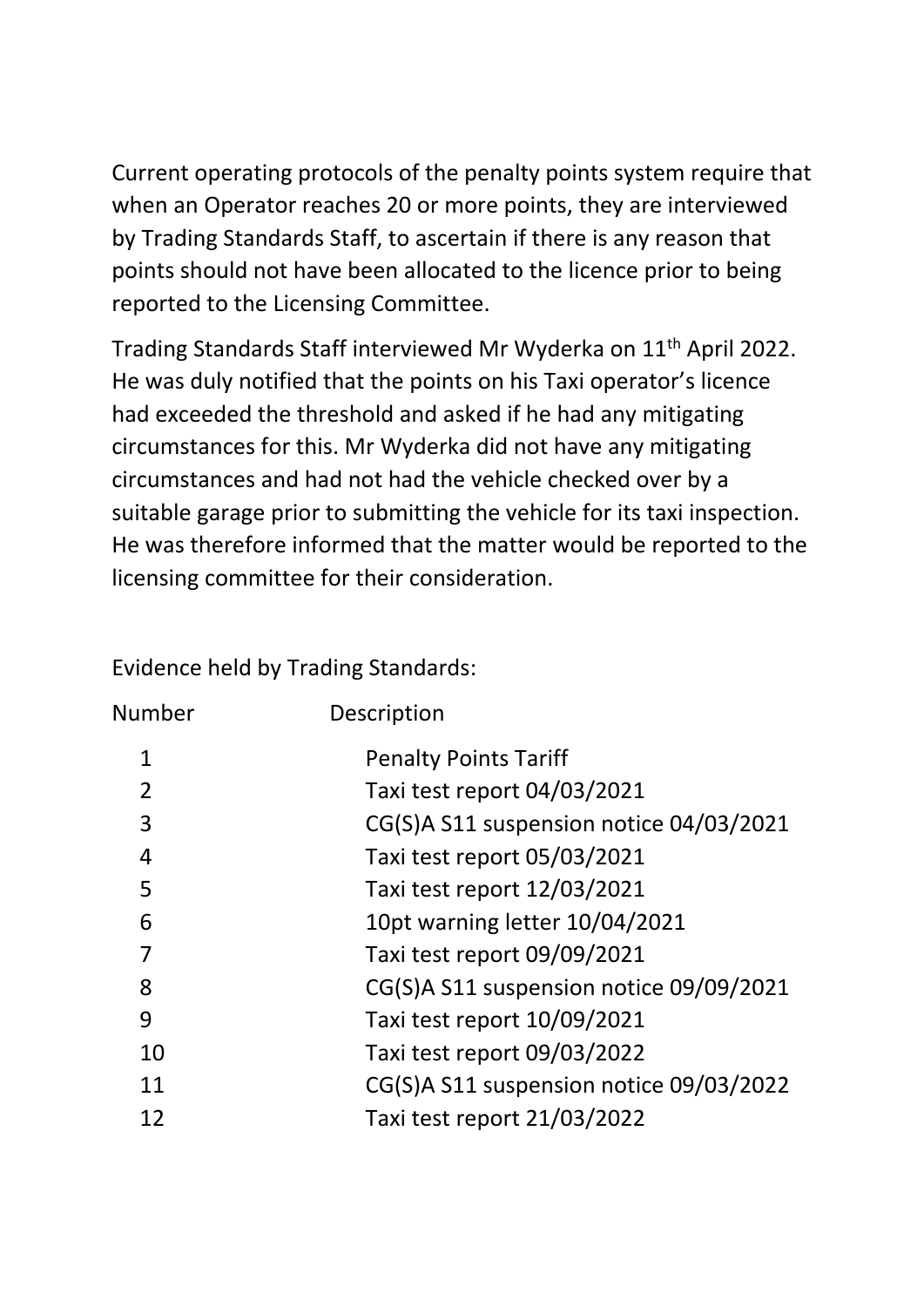Current operating protocols of the penalty points system require that when an Operator reaches 20 or more points, they are interviewed by Trading Standards Staff, to ascertain if there is any reason that points should not have been allocated to the licence prior to being reported to the Licensing Committee.

Trading Standards Staff interviewed Mr Wyderka on 11th April 2022. He was duly notified that the points on his Taxi operator's licence had exceeded the threshold and asked if he had any mitigating circumstances for this. Mr Wyderka did not have any mitigating circumstances and had not had the vehicle checked over by a suitable garage prior to submitting the vehicle for its taxi inspection. He was therefore informed that the matter would be reported to the licensing committee for their consideration.

Evidence held by Trading Standards:

| Number | Description |
|---|---|
| 1 | Penalty Points Tariff |
| 2 | Taxi test report 04/03/2021 |
| 3 | CG(S)A S11 suspension notice 04/03/2021 |
| 4 | Taxi test report 05/03/2021 |
| 5 | Taxi test report 12/03/2021 |
| 6 | 10pt warning letter 10/04/2021 |
| 7 | Taxi test report 09/09/2021 |
| 8 | CG(S)A S11 suspension notice 09/09/2021 |
| 9 | Taxi test report 10/09/2021 |
| 10 | Taxi test report 09/03/2022 |
| 11 | CG(S)A S11 suspension notice 09/03/2022 |
| 12 | Taxi test report 21/03/2022 |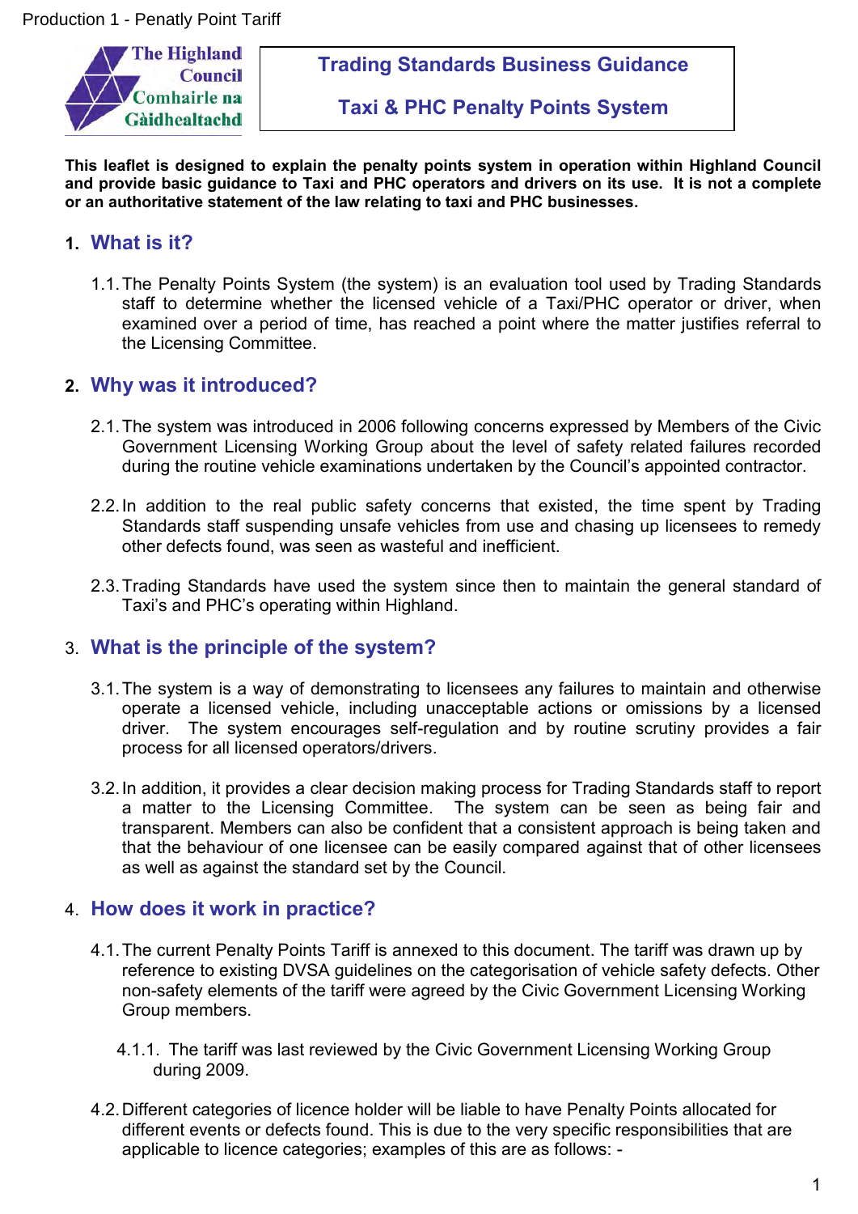Production 1 - Penalty Point Tariff

The Highland Council
Comhairle na Gàidhealtachd

# Trading Standards Business Guidance

# Taxi & PHC Penalty Points System

**This leaflet is designed to explain the penalty points system in operation within Highland Council and provide basic guidance to Taxi and PHC operators and drivers on its use. It is not a complete or an authoritative statement of the law relating to taxi and PHC businesses.**

## 1. What is it?

1.1. The Penalty Points System (the system) is an evaluation tool used by Trading Standards staff to determine whether the licensed vehicle of a Taxi/PHC operator or driver, when examined over a period of time, has reached a point where the matter justifies referral to the Licensing Committee.

## 2. Why was it introduced?

2.1. The system was introduced in 2006 following concerns expressed by Members of the Civic Government Licensing Working Group about the level of safety related failures recorded during the routine vehicle examinations undertaken by the Council's appointed contractor.

2.2. In addition to the real public safety concerns that existed, the time spent by Trading Standards staff suspending unsafe vehicles from use and chasing up licensees to remedy other defects found, was seen as wasteful and inefficient.

2.3. Trading Standards have used the system since then to maintain the general standard of Taxi's and PHC's operating within Highland.

## 3. What is the principle of the system?

3.1. The system is a way of demonstrating to licensees any failures to maintain and otherwise operate a licensed vehicle, including unacceptable actions or omissions by a licensed driver. The system encourages self-regulation and by routine scrutiny provides a fair process for all licensed operators/drivers.

3.2. In addition, it provides a clear decision making process for Trading Standards staff to report a matter to the Licensing Committee. The system can be seen as being fair and transparent. Members can also be confident that a consistent approach is being taken and that the behaviour of one licensee can be easily compared against that of other licensees as well as against the standard set by the Council.

## 4. How does it work in practice?

4.1. The current Penalty Points Tariff is annexed to this document. The tariff was drawn up by reference to existing DVSA guidelines on the categorisation of vehicle safety defects. Other non-safety elements of the tariff were agreed by the Civic Government Licensing Working Group members.

4.1.1. The tariff was last reviewed by the Civic Government Licensing Working Group during 2009.

4.2. Different categories of licence holder will be liable to have Penalty Points allocated for different events or defects found. This is due to the very specific responsibilities that are applicable to licence categories; examples of this are as follows: -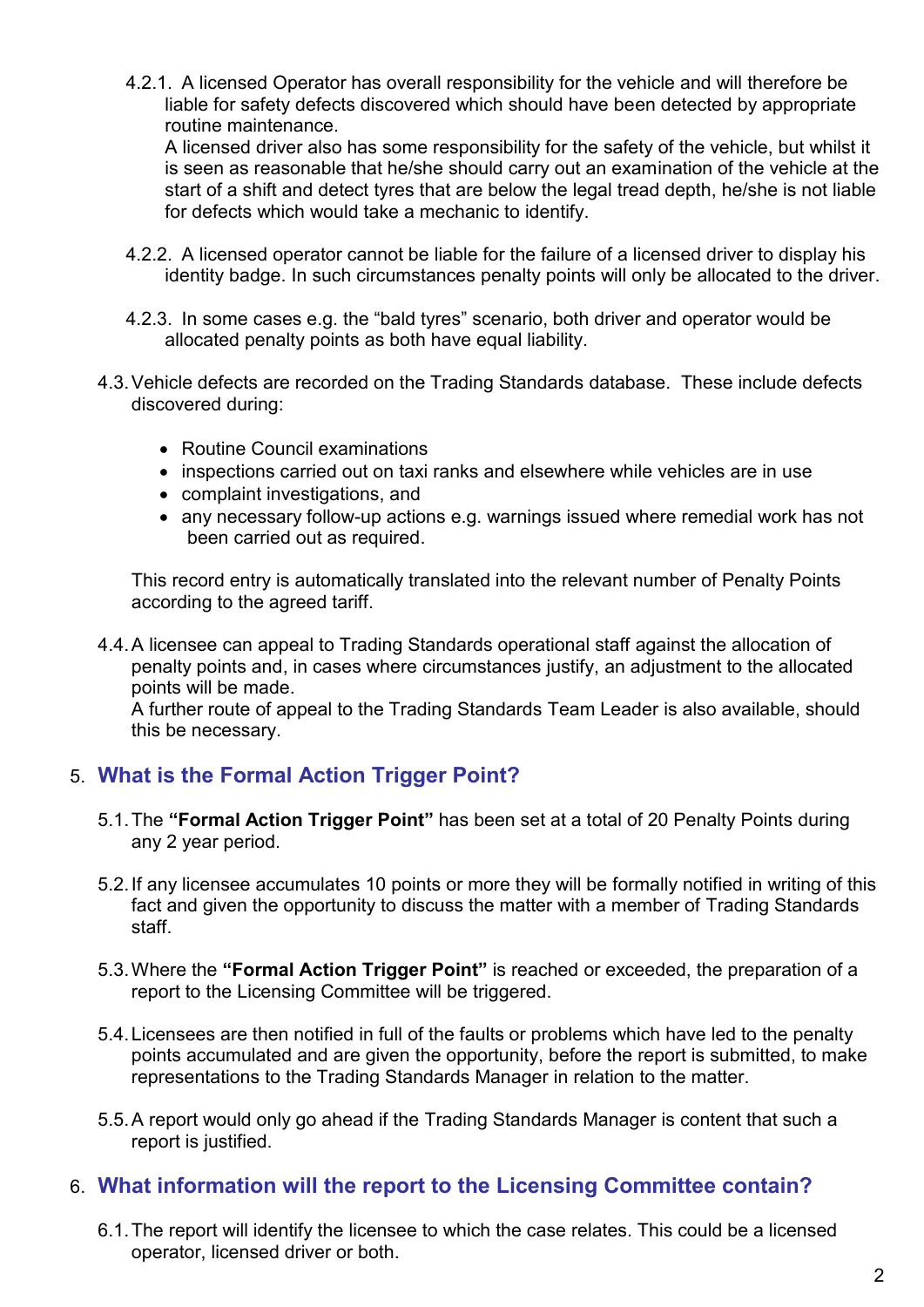4.2.1. A licensed Operator has overall responsibility for the vehicle and will therefore be liable for safety defects discovered which should have been detected by appropriate routine maintenance.
A licensed driver also has some responsibility for the safety of the vehicle, but whilst it is seen as reasonable that he/she should carry out an examination of the vehicle at the start of a shift and detect tyres that are below the legal tread depth, he/she is not liable for defects which would take a mechanic to identify.

4.2.2. A licensed operator cannot be liable for the failure of a licensed driver to display his identity badge. In such circumstances penalty points will only be allocated to the driver.

4.2.3. In some cases e.g. the "bald tyres" scenario, both driver and operator would be allocated penalty points as both have equal liability.

4.3. Vehicle defects are recorded on the Trading Standards database. These include defects discovered during:

- Routine Council examinations
- inspections carried out on taxi ranks and elsewhere while vehicles are in use
- complaint investigations, and
- any necessary follow-up actions e.g. warnings issued where remedial work has not been carried out as required.

This record entry is automatically translated into the relevant number of Penalty Points according to the agreed tariff.

4.4. A licensee can appeal to Trading Standards operational staff against the allocation of penalty points and, in cases where circumstances justify, an adjustment to the allocated points will be made.
A further route of appeal to the Trading Standards Team Leader is also available, should this be necessary.

## 5. What is the Formal Action Trigger Point?

5.1. The **"Formal Action Trigger Point"** has been set at a total of 20 Penalty Points during any 2 year period.

5.2. If any licensee accumulates 10 points or more they will be formally notified in writing of this fact and given the opportunity to discuss the matter with a member of Trading Standards staff.

5.3. Where the **"Formal Action Trigger Point"** is reached or exceeded, the preparation of a report to the Licensing Committee will be triggered.

5.4. Licensees are then notified in full of the faults or problems which have led to the penalty points accumulated and are given the opportunity, before the report is submitted, to make representations to the Trading Standards Manager in relation to the matter.

5.5. A report would only go ahead if the Trading Standards Manager is content that such a report is justified.

## 6. What information will the report to the Licensing Committee contain?

6.1. The report will identify the licensee to which the case relates. This could be a licensed operator, licensed driver or both.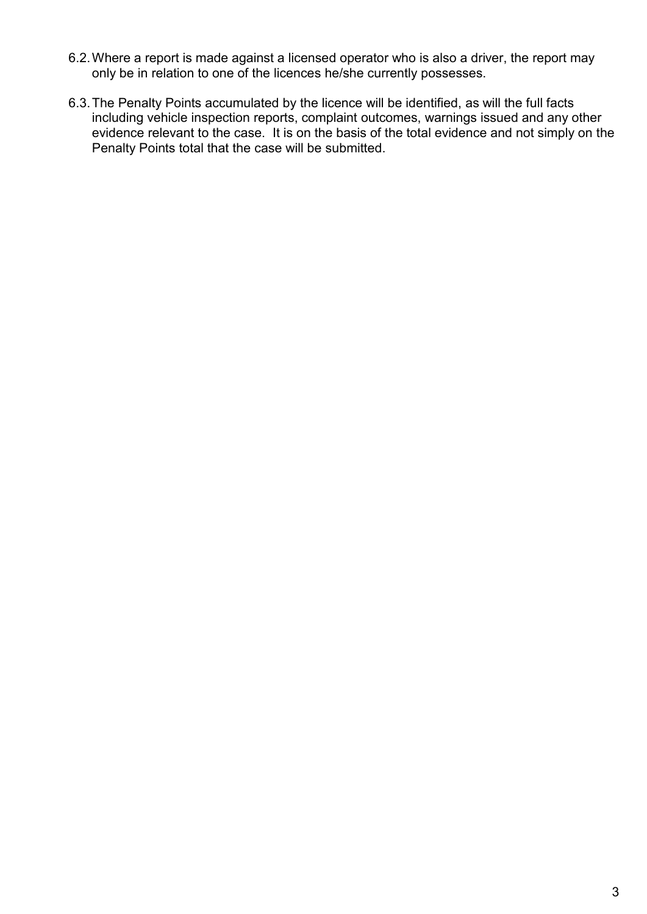6.2. Where a report is made against a licensed operator who is also a driver, the report may only be in relation to one of the licences he/she currently possesses.

6.3. The Penalty Points accumulated by the licence will be identified, as will the full facts including vehicle inspection reports, complaint outcomes, warnings issued and any other evidence relevant to the case. It is on the basis of the total evidence and not simply on the Penalty Points total that the case will be submitted.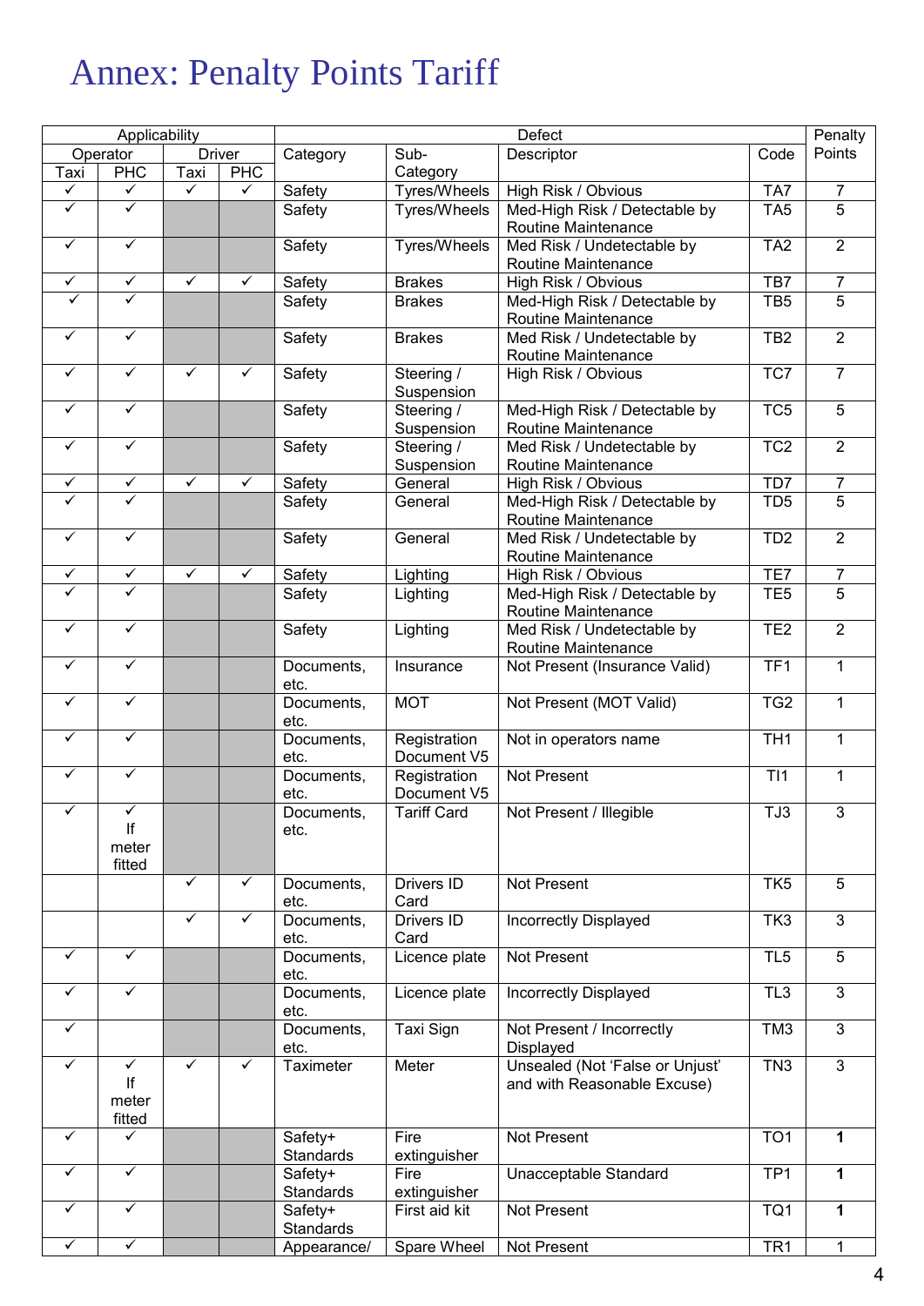# Annex: Penalty Points Tariff

| Applicability | | | | Defect | | | | Penalty Points |
|---|---|---|---|---|---|---|---|---|
| Operator | | Driver | | Category | Sub-Category | Descriptor | Code | |
| Taxi | PHC | Taxi | PHC | | | | | |
| ✓ | ✓ | ✓ | ✓ | Safety | Tyres/Wheels | High Risk / Obvious | TA7 | 7 |
| ✓ | ✓ | | | Safety | Tyres/Wheels | Med-High Risk / Detectable by Routine Maintenance | TA5 | 5 |
| ✓ | ✓ | | | Safety | Tyres/Wheels | Med Risk / Undetectable by Routine Maintenance | TA2 | 2 |
| ✓ | ✓ | ✓ | ✓ | Safety | Brakes | High Risk / Obvious | TB7 | 7 |
| ✓ | ✓ | | | Safety | Brakes | Med-High Risk / Detectable by Routine Maintenance | TB5 | 5 |
| ✓ | ✓ | | | Safety | Brakes | Med Risk / Undetectable by Routine Maintenance | TB2 | 2 |
| ✓ | ✓ | ✓ | ✓ | Safety | Steering / Suspension | High Risk / Obvious | TC7 | 7 |
| ✓ | ✓ | | | Safety | Steering / Suspension | Med-High Risk / Detectable by Routine Maintenance | TC5 | 5 |
| ✓ | ✓ | | | Safety | Steering / Suspension | Med Risk / Undetectable by Routine Maintenance | TC2 | 2 |
| ✓ | ✓ | ✓ | ✓ | Safety | General | High Risk / Obvious | TD7 | 7 |
| ✓ | ✓ | | | Safety | General | Med-High Risk / Detectable by Routine Maintenance | TD5 | 5 |
| ✓ | ✓ | | | Safety | General | Med Risk / Undetectable by Routine Maintenance | TD2 | 2 |
| ✓ | ✓ | ✓ | ✓ | Safety | Lighting | High Risk / Obvious | TE7 | 7 |
| ✓ | ✓ | | | Safety | Lighting | Med-High Risk / Detectable by Routine Maintenance | TE5 | 5 |
| ✓ | ✓ | | | Safety | Lighting | Med Risk / Undetectable by Routine Maintenance | TE2 | 2 |
| ✓ | ✓ | | | Documents, etc. | Insurance | Not Present (Insurance Valid) | TF1 | 1 |
| ✓ | ✓ | | | Documents, etc. | MOT | Not Present (MOT Valid) | TG2 | 1 |
| ✓ | ✓ | | | Documents, etc. | Registration Document V5 | Not in operators name | TH1 | 1 |
| ✓ | ✓ | | | Documents, etc. | Registration Document V5 | Not Present | TI1 | 1 |
| ✓ | ✓ If meter fitted | | | Documents, etc. | Tariff Card | Not Present / Illegible | TJ3 | 3 |
| | | ✓ | ✓ | Documents, etc. | Drivers ID Card | Not Present | TK5 | 5 |
| | | ✓ | ✓ | Documents, etc. | Drivers ID Card | Incorrectly Displayed | TK3 | 3 |
| ✓ | ✓ | | | Documents, etc. | Licence plate | Not Present | TL5 | 5 |
| ✓ | ✓ | | | Documents, etc. | Licence plate | Incorrectly Displayed | TL3 | 3 |
| ✓ | | | | Documents, etc. | Taxi Sign | Not Present / Incorrectly Displayed | TM3 | 3 |
| ✓ | ✓ If meter fitted | ✓ | ✓ | Taximeter | Meter | Unsealed (Not 'False or Unjust' and with Reasonable Excuse) | TN3 | 3 |
| ✓ | ✓ | | | Safety+ Standards | Fire extinguisher | Not Present | TO1 | **1** |
| ✓ | ✓ | | | Safety+ Standards | Fire extinguisher | Unacceptable Standard | TP1 | **1** |
| ✓ | ✓ | | | Safety+ Standards | First aid kit | Not Present | TQ1 | **1** |
| ✓ | ✓ | | | Appearance/ | Spare Wheel | Not Present | TR1 | 1 |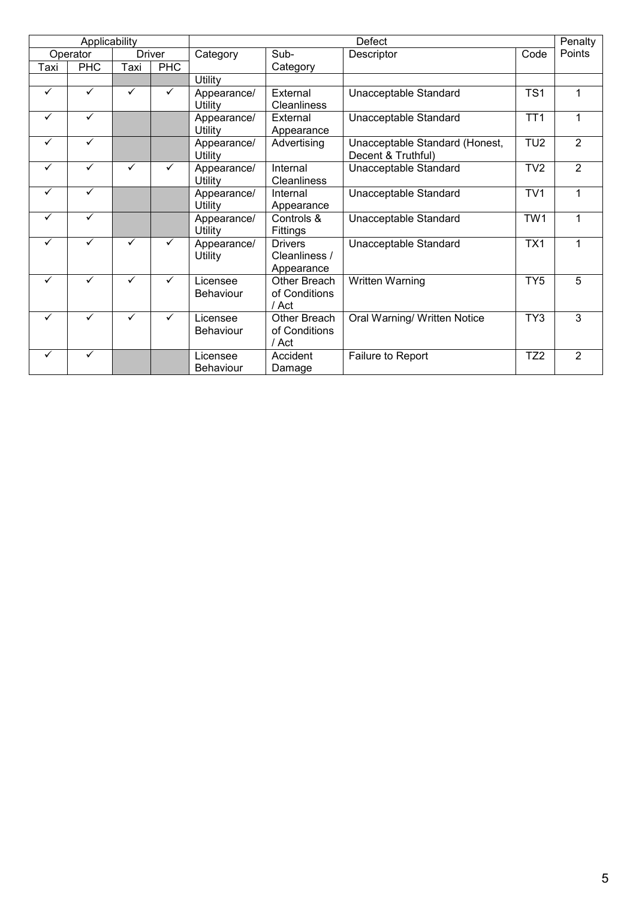| Applicability | | | | Defect | | | | Penalty Points |
|---|---|---|---|---|---|---|---|---|
| Operator | | Driver | | Category | Sub-Category | Descriptor | Code | |
| Taxi | PHC | Taxi | PHC | | | | | |
| | | | | Utility | | | | |
| ✓ | ✓ | ✓ | ✓ | Appearance/ Utility | External Cleanliness | Unacceptable Standard | TS1 | 1 |
| ✓ | ✓ | | | Appearance/ Utility | External Appearance | Unacceptable Standard | TT1 | 1 |
| ✓ | ✓ | | | Appearance/ Utility | Advertising | Unacceptable Standard (Honest, Decent & Truthful) | TU2 | 2 |
| ✓ | ✓ | ✓ | ✓ | Appearance/ Utility | Internal Cleanliness | Unacceptable Standard | TV2 | 2 |
| ✓ | ✓ | | | Appearance/ Utility | Internal Appearance | Unacceptable Standard | TV1 | 1 |
| ✓ | ✓ | | | Appearance/ Utility | Controls & Fittings | Unacceptable Standard | TW1 | 1 |
| ✓ | ✓ | ✓ | ✓ | Appearance/ Utility | Drivers Cleanliness / Appearance | Unacceptable Standard | TX1 | 1 |
| ✓ | ✓ | ✓ | ✓ | Licensee Behaviour | Other Breach of Conditions / Act | Written Warning | TY5 | 5 |
| ✓ | ✓ | ✓ | ✓ | Licensee Behaviour | Other Breach of Conditions / Act | Oral Warning/ Written Notice | TY3 | 3 |
| ✓ | ✓ | | | Licensee Behaviour | Accident Damage | Failure to Report | TZ2 | 2 |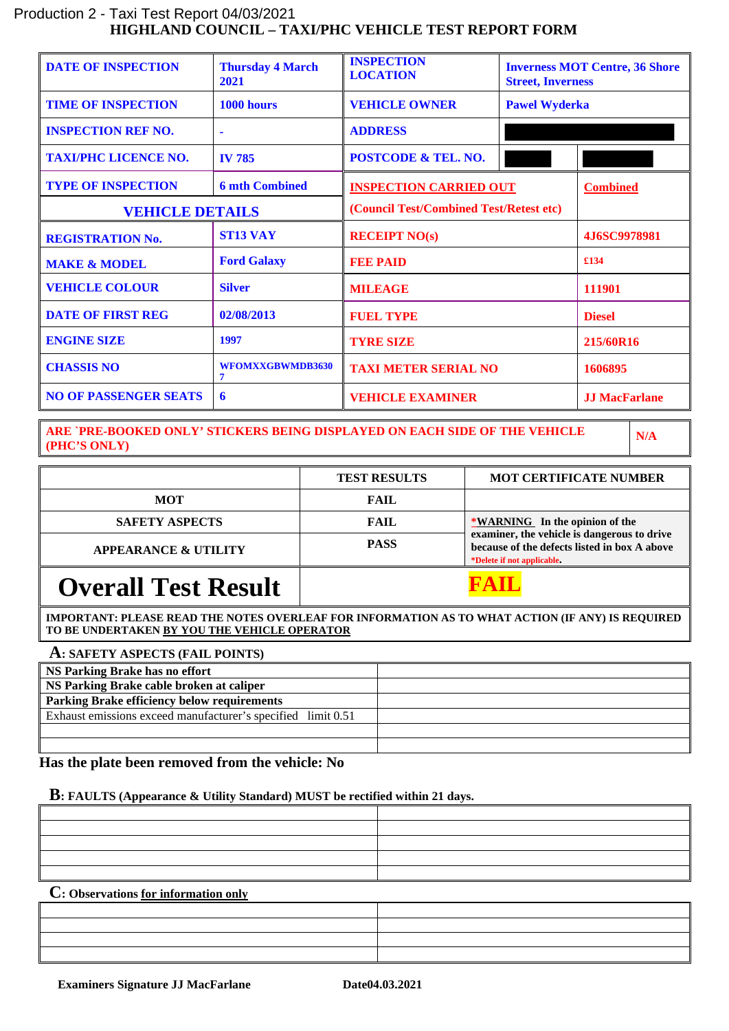Production 2 - Taxi Test Report 04/03/2021

# HIGHLAND COUNCIL – TAXI/PHC VEHICLE TEST REPORT FORM

| DATE OF INSPECTION | Thursday 4 March 2021 | INSPECTION LOCATION | Inverness MOT Centre, 36 Shore Street, Inverness | |
|---|---|---|---|---|
| TIME OF INSPECTION | 1000 hours | VEHICLE OWNER | Pawel Wyderka | |
| INSPECTION REF NO. | - | ADDRESS | | |
| TAXI/PHC LICENCE NO. | IV 785 | POSTCODE & TEL. NO. | | |
| TYPE OF INSPECTION | 6 mth Combined | INSPECTION CARRIED OUT (Council Test/Combined Test/Retest etc) | | Combined |
| **VEHICLE DETAILS** | | | | |
| REGISTRATION No. | ST13 VAY | RECEIPT NO(s) | | 4J6SC9978981 |
| MAKE & MODEL | Ford Galaxy | FEE PAID | | £134 |
| VEHICLE COLOUR | Silver | MILEAGE | | 111901 |
| DATE OF FIRST REG | 02/08/2013 | FUEL TYPE | | Diesel |
| ENGINE SIZE | 1997 | TYRE SIZE | | 215/60R16 |
| CHASSIS NO | WFOMXXGBWMDB36307 | TAXI METER SERIAL NO | | 1606895 |
| NO OF PASSENGER SEATS | 6 | VEHICLE EXAMINER | | JJ MacFarlane |

| ARE `PRE-BOOKED ONLY' STICKERS BEING DISPLAYED ON EACH SIDE OF THE VEHICLE (PHC'S ONLY) | N/A |
|---|---|

| | TEST RESULTS | MOT CERTIFICATE NUMBER |
|---|---|---|
| MOT | FAIL | |
| SAFETY ASPECTS | FAIL | *WARNING In the opinion of the examiner, the vehicle is dangerous to drive because of the defects listed in box A above *Delete if not applicable. |
| APPEARANCE & UTILITY | PASS | |
| **Overall Test Result** | **FAIL** | |

IMPORTANT: PLEASE READ THE NOTES OVERLEAF FOR INFORMATION AS TO WHAT ACTION (IF ANY) IS REQUIRED TO BE UNDERTAKEN BY YOU THE VEHICLE OPERATOR

**A: SAFETY ASPECTS (FAIL POINTS)**

| | |
|---|---|
| NS Parking Brake has no effort | |
| NS Parking Brake cable broken at caliper | |
| Parking Brake efficiency below requirements | |
| Exhaust emissions exceed manufacturer's specified limit 0.51 | |
| | |
| | |

**Has the plate been removed from the vehicle: No**

**B: FAULTS (Appearance & Utility Standard) MUST be rectified within 21 days.**

| | |
|---|---|
| | |
| | |
| | |
| | |
| | |

**C: Observations for information only**

| | |
|---|---|
| | |
| | |
| | |
| | |

Examiners Signature JJ MacFarlane

Date04.03.2021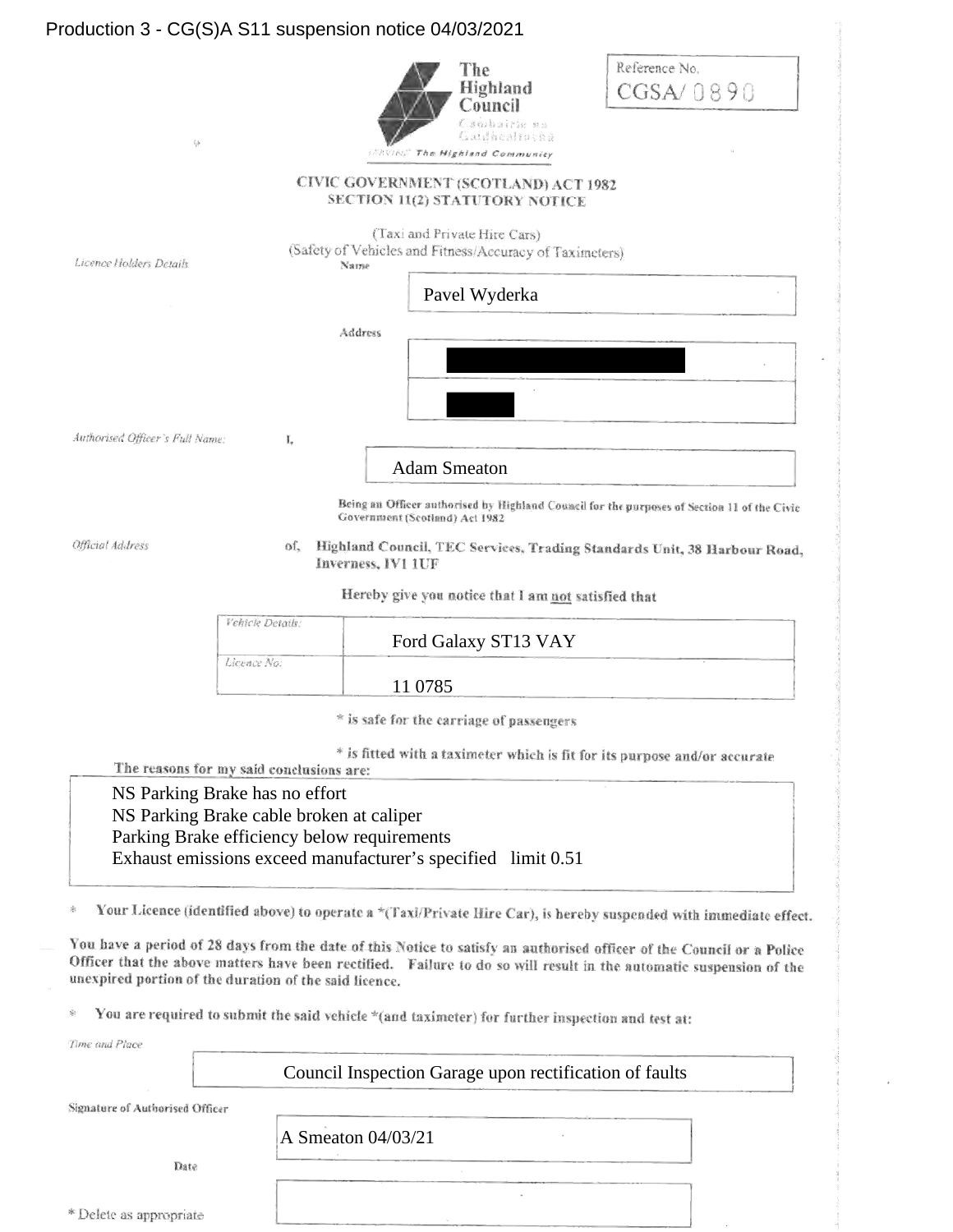Production 3 - CG(S)A S11 suspension notice 04/03/2021

The Highland Council
Comhairle na Gàidhealtachd
Serving The Highland Community

Reference No. CGSA/ 0890

## CIVIC GOVERNMENT (SCOTLAND) ACT 1982
## SECTION 11(2) STATUTORY NOTICE

(Taxi and Private Hire Cars)
(Safety of Vehicles and Fitness/Accuracy of Taximeters)

*Licence Holders Details*

Name: Pavel Wyderka

Address: [REDACTED]
[REDACTED]

*Authorised Officer's Full Name:* I, Adam Smeaton

Being an Officer authorised by Highland Council for the purposes of Section 11 of the Civic Government (Scotland) Act 1982

*Official Address* of, Highland Council, TEC Services, Trading Standards Unit, 38 Harbour Road, Inverness, IV1 1UF

Hereby give you notice that I am <u>not</u> satisfied that

| *Vehicle Details:* | Ford Galaxy ST13 VAY |
|---|---|
| *Licence No:* | 11 0785 |

\* is safe for the carriage of passengers

\* is fitted with a taximeter which is fit for its purpose and/or accurate

The reasons for my said conclusions are:

NS Parking Brake has no effort
NS Parking Brake cable broken at caliper
Parking Brake efficiency below requirements
Exhaust emissions exceed manufacturer's specified limit 0.51

\* Your Licence (identified above) to operate a \*(Taxi/Private Hire Car), is hereby suspended with immediate effect.

You have a period of 28 days from the date of this Notice to satisfy an authorised officer of the Council or a Police Officer that the above matters have been rectified. Failure to do so will result in the automatic suspension of the unexpired portion of the duration of the said licence.

\* You are required to submit the said vehicle \*(and taximeter) for further inspection and test at:

*Time and Place*: Council Inspection Garage upon rectification of faults

Signature of Authorised Officer: A Smeaton 04/03/21

Date:

\* Delete as appropriate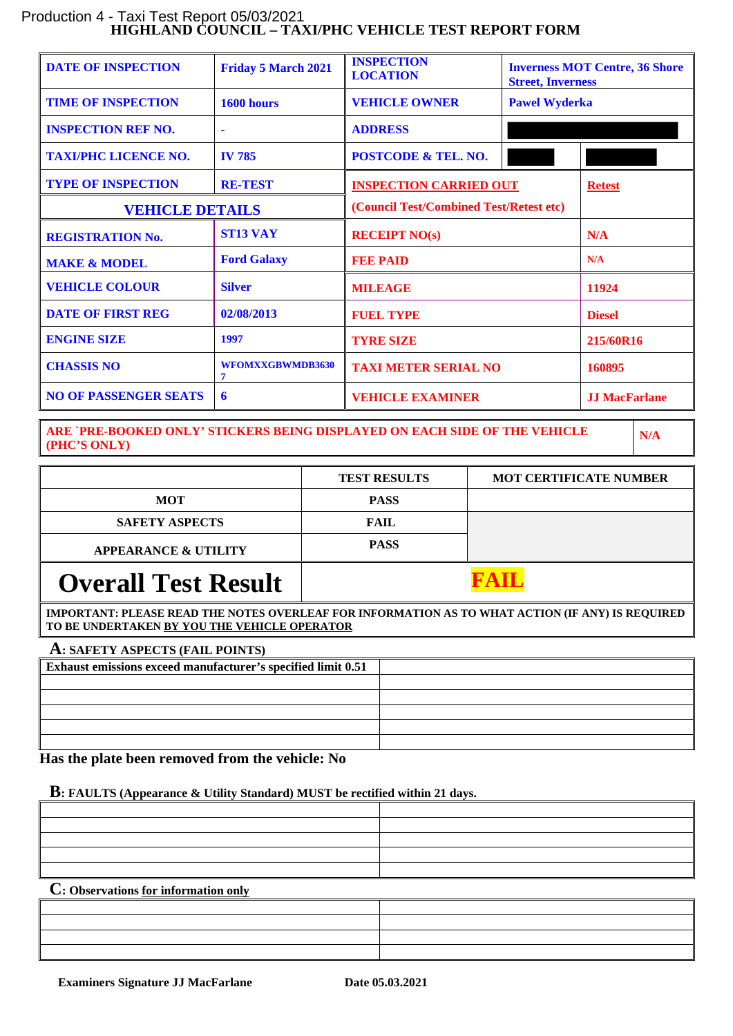Production 4 - Taxi Test Report 05/03/2021

# HIGHLAND COUNCIL – TAXI/PHC VEHICLE TEST REPORT FORM

| | | | | |
|---|---|---|---|---|
| **DATE OF INSPECTION** | **Friday 5 March 2021** | **INSPECTION LOCATION** | **Inverness MOT Centre, 36 Shore Street, Inverness** | |
| **TIME OF INSPECTION** | **1600 hours** | **VEHICLE OWNER** | **Pawel Wyderka** | |
| **INSPECTION REF NO.** | **-** | **ADDRESS** | | |
| **TAXI/PHC LICENCE NO.** | **IV 785** | **POSTCODE & TEL. NO.** | | |
| **TYPE OF INSPECTION** | **RE-TEST** | **INSPECTION CARRIED OUT** (Council Test/Combined Test/Retest etc) | | **Retest** |
| **VEHICLE DETAILS** | | | | |
| **REGISTRATION No.** | **ST13 VAY** | **RECEIPT NO(s)** | | **N/A** |
| **MAKE & MODEL** | **Ford Galaxy** | **FEE PAID** | | **N/A** |
| **VEHICLE COLOUR** | **Silver** | **MILEAGE** | | **11924** |
| **DATE OF FIRST REG** | **02/08/2013** | **FUEL TYPE** | | **Diesel** |
| **ENGINE SIZE** | **1997** | **TYRE SIZE** | | **215/60R16** |
| **CHASSIS NO** | **WFOMXXGBWMDB36307** | **TAXI METER SERIAL NO** | | **160895** |
| **NO OF PASSENGER SEATS** | **6** | **VEHICLE EXAMINER** | | **JJ MacFarlane** |

| | |
|---|---|
| **ARE `PRE-BOOKED ONLY' STICKERS BEING DISPLAYED ON EACH SIDE OF THE VEHICLE (PHC'S ONLY)** | **N/A** |

| | TEST RESULTS | MOT CERTIFICATE NUMBER |
|---|---|---|
| **MOT** | **PASS** | |
| **SAFETY ASPECTS** | **FAIL** | |
| **APPEARANCE & UTILITY** | **PASS** | |
| **Overall Test Result** | **FAIL** | |

**IMPORTANT: PLEASE READ THE NOTES OVERLEAF FOR INFORMATION AS TO WHAT ACTION (IF ANY) IS REQUIRED TO BE UNDERTAKEN BY YOU THE VEHICLE OPERATOR**

**A: SAFETY ASPECTS (FAIL POINTS)**

| | |
|---|---|
| **Exhaust emissions exceed manufacturer's specified limit 0.51** | |
| | |
| | |
| | |
| | |
| | |

**Has the plate been removed from the vehicle: No**

**B: FAULTS (Appearance & Utility Standard) MUST be rectified within 21 days.**

| | |
|---|---|
| | |
| | |
| | |
| | |
| | |

**C: Observations for information only**

| | |
|---|---|
| | |
| | |
| | |
| | |

**Examiners Signature JJ MacFarlane** **Date 05.03.2021**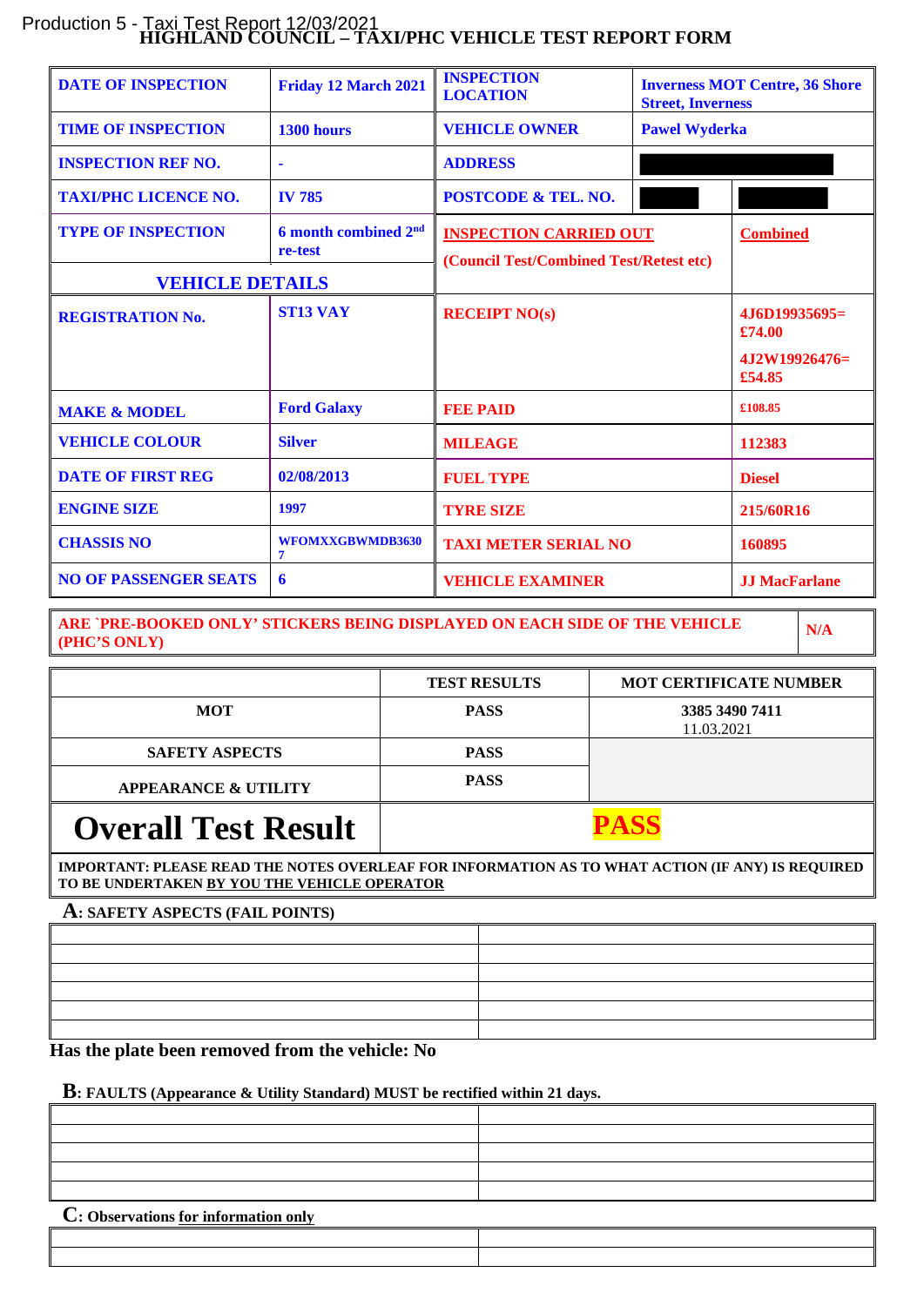Production 5 - Taxi Test Report 12/03/2021

# HIGHLAND COUNCIL – TAXI/PHC VEHICLE TEST REPORT FORM

| | | | |
|---|---|---|---|
| **DATE OF INSPECTION** | **Friday 12 March 2021** | **INSPECTION LOCATION** | **Inverness MOT Centre, 36 Shore Street, Inverness** |
| **TIME OF INSPECTION** | **1300 hours** | **VEHICLE OWNER** | **Pawel Wyderka** |
| **INSPECTION REF NO.** | **-** | **ADDRESS** | |
| **TAXI/PHC LICENCE NO.** | **IV 785** | **POSTCODE & TEL. NO.** | |
| **TYPE OF INSPECTION** | **6 month combined 2nd re-test** | **INSPECTION CARRIED OUT** (Council Test/Combined Test/Retest etc) | **Combined** |

| **VEHICLE DETAILS** | | | |
|---|---|---|---|
| **REGISTRATION No.** | **ST13 VAY** | **RECEIPT NO(s)** | **4J6D19935695= £74.00** **4J2W19926476= £54.85** |
| **MAKE & MODEL** | **Ford Galaxy** | **FEE PAID** | **£108.85** |
| **VEHICLE COLOUR** | **Silver** | **MILEAGE** | **112383** |
| **DATE OF FIRST REG** | **02/08/2013** | **FUEL TYPE** | **Diesel** |
| **ENGINE SIZE** | **1997** | **TYRE SIZE** | **215/60R16** |
| **CHASSIS NO** | **WFOMXXGBWMDB36307** | **TAXI METER SERIAL NO** | **160895** |
| **NO OF PASSENGER SEATS** | **6** | **VEHICLE EXAMINER** | **JJ MacFarlane** |

| **ARE `PRE-BOOKED ONLY' STICKERS BEING DISPLAYED ON EACH SIDE OF THE VEHICLE (PHC'S ONLY)** | **N/A** |
|---|---|

| | **TEST RESULTS** | **MOT CERTIFICATE NUMBER** |
|---|---|---|
| **MOT** | **PASS** | **3385 3490 7411** 11.03.2021 |
| **SAFETY ASPECTS** | **PASS** | |
| **APPEARANCE & UTILITY** | **PASS** | |
| **Overall Test Result** | **PASS** | |

**IMPORTANT: PLEASE READ THE NOTES OVERLEAF FOR INFORMATION AS TO WHAT ACTION (IF ANY) IS REQUIRED TO BE UNDERTAKEN BY YOU THE VEHICLE OPERATOR**

**A: SAFETY ASPECTS (FAIL POINTS)**

| | |
|---|---|
| | |
| | |
| | |
| | |
| | |

**Has the plate been removed from the vehicle: No**

**B: FAULTS (Appearance & Utility Standard) MUST be rectified within 21 days.**

| | |
|---|---|
| | |
| | |
| | |
| | |

**C: Observations for information only**

| | |
|---|---|
| | |
| | |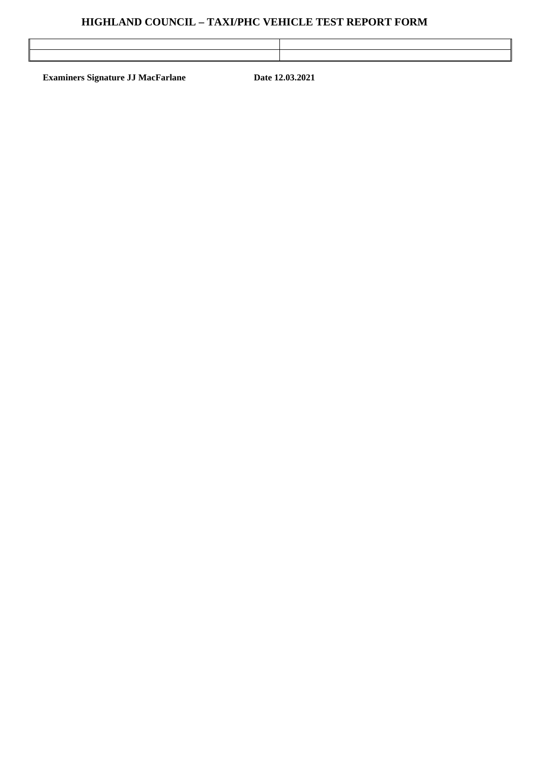# HIGHLAND COUNCIL – TAXI/PHC VEHICLE TEST REPORT FORM

| | |
|---|---|
| | |

**Examiners Signature JJ MacFarlane** **Date 12.03.2021**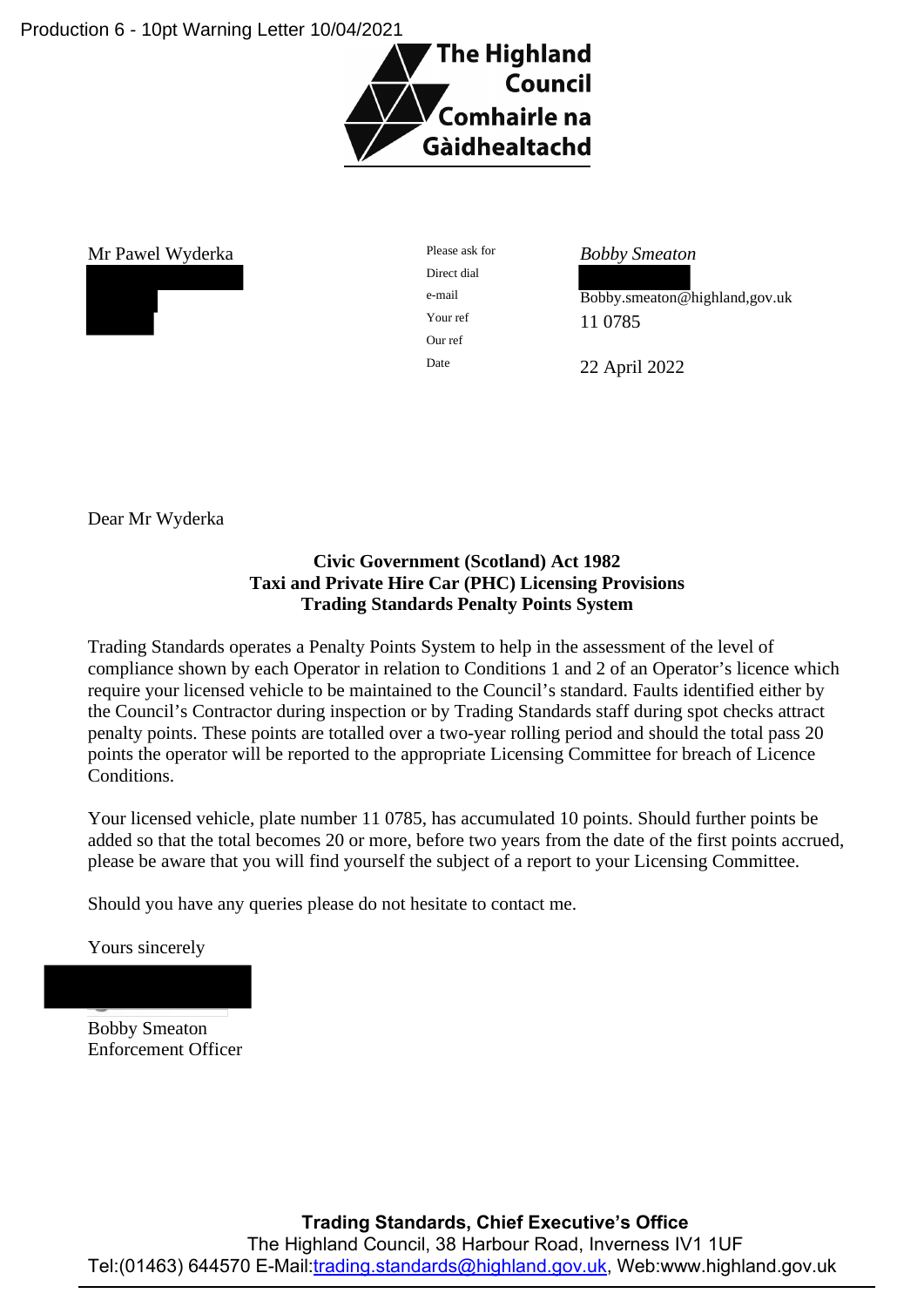Production 6 - 10pt Warning Letter 10/04/2021

The Highland Council
Comhairle na Gàidhealtachd

Mr Pawel Wyderka

| | |
|---|---|
| Please ask for | *Bobby Smeaton* |
| Direct dial | |
| e-mail | Bobby.smeaton@highland,gov.uk |
| Your ref | 11 0785 |
| Our ref | |
| Date | 22 April 2022 |

Dear Mr Wyderka

**Civic Government (Scotland) Act 1982**
**Taxi and Private Hire Car (PHC) Licensing Provisions**
**Trading Standards Penalty Points System**

Trading Standards operates a Penalty Points System to help in the assessment of the level of compliance shown by each Operator in relation to Conditions 1 and 2 of an Operator's licence which require your licensed vehicle to be maintained to the Council's standard. Faults identified either by the Council's Contractor during inspection or by Trading Standards staff during spot checks attract penalty points. These points are totalled over a two-year rolling period and should the total pass 20 points the operator will be reported to the appropriate Licensing Committee for breach of Licence Conditions.

Your licensed vehicle, plate number 11 0785, has accumulated 10 points. Should further points be added so that the total becomes 20 or more, before two years from the date of the first points accrued, please be aware that you will find yourself the subject of a report to your Licensing Committee.

Should you have any queries please do not hesitate to contact me.

Yours sincerely

Bobby Smeaton
Enforcement Officer

**Trading Standards, Chief Executive's Office**
The Highland Council, 38 Harbour Road, Inverness IV1 1UF
Tel:(01463) 644570 E-Mail:trading.standards@highland.gov.uk, Web:www.highland.gov.uk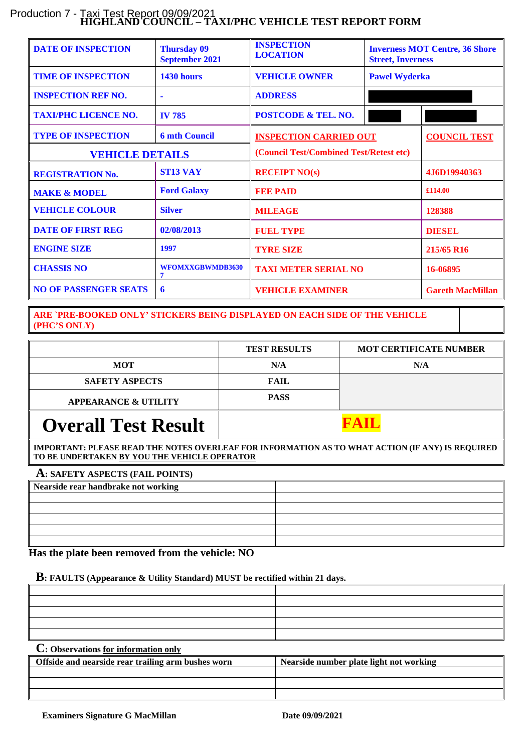Production 7 - Taxi Test Report 09/09/2021

# HIGHLAND COUNCIL – TAXI/PHC VEHICLE TEST REPORT FORM

| | | | | |
|---|---|---|---|---|
| **DATE OF INSPECTION** | **Thursday 09 September 2021** | **INSPECTION LOCATION** | **Inverness MOT Centre, 36 Shore Street, Inverness** | |
| **TIME OF INSPECTION** | **1430 hours** | **VEHICLE OWNER** | **Pawel Wyderka** | |
| **INSPECTION REF NO.** | **-** | **ADDRESS** | | |
| **TAXI/PHC LICENCE NO.** | **IV 785** | **POSTCODE & TEL. NO.** | | |
| **TYPE OF INSPECTION** | **6 mth Council** | **INSPECTION CARRIED OUT** (Council Test/Combined Test/Retest etc) | | **COUNCIL TEST** |
| **VEHICLE DETAILS** | | | | |
| **REGISTRATION No.** | **ST13 VAY** | **RECEIPT NO(s)** | | **4J6D19940363** |
| **MAKE & MODEL** | **Ford Galaxy** | **FEE PAID** | | **£114.00** |
| **VEHICLE COLOUR** | **Silver** | **MILEAGE** | | **128388** |
| **DATE OF FIRST REG** | **02/08/2013** | **FUEL TYPE** | | **DIESEL** |
| **ENGINE SIZE** | **1997** | **TYRE SIZE** | | **215/65 R16** |
| **CHASSIS NO** | **WFOMXXGBWMDB36307** | **TAXI METER SERIAL NO** | | **16-06895** |
| **NO OF PASSENGER SEATS** | **6** | **VEHICLE EXAMINER** | | **Gareth MacMillan** |

| | |
|---|---|
| **ARE `PRE-BOOKED ONLY' STICKERS BEING DISPLAYED ON EACH SIDE OF THE VEHICLE (PHC'S ONLY)** | |

| | TEST RESULTS | MOT CERTIFICATE NUMBER |
|---|---|---|
| **MOT** | **N/A** | **N/A** |
| **SAFETY ASPECTS** | **FAIL** | |
| **APPEARANCE & UTILITY** | **PASS** | |
| **Overall Test Result** | **FAIL** | |

**IMPORTANT: PLEASE READ THE NOTES OVERLEAF FOR INFORMATION AS TO WHAT ACTION (IF ANY) IS REQUIRED TO BE UNDERTAKEN BY YOU THE VEHICLE OPERATOR**

**A: SAFETY ASPECTS (FAIL POINTS)**

| | |
|---|---|
| Nearside rear handbrake not working | |
| | |
| | |
| | |
| | |
| | |

**Has the plate been removed from the vehicle: NO**

**B: FAULTS (Appearance & Utility Standard) MUST be rectified within 21 days.**

| | |
|---|---|
| | |
| | |
| | |
| | |
| | |

**C: Observations for information only**

| | |
|---|---|
| Offside and nearside rear trailing arm bushes worn | Nearside number plate light not working |
| | |
| | |
| | |

**Examiners Signature G MacMillan** **Date 09/09/2021**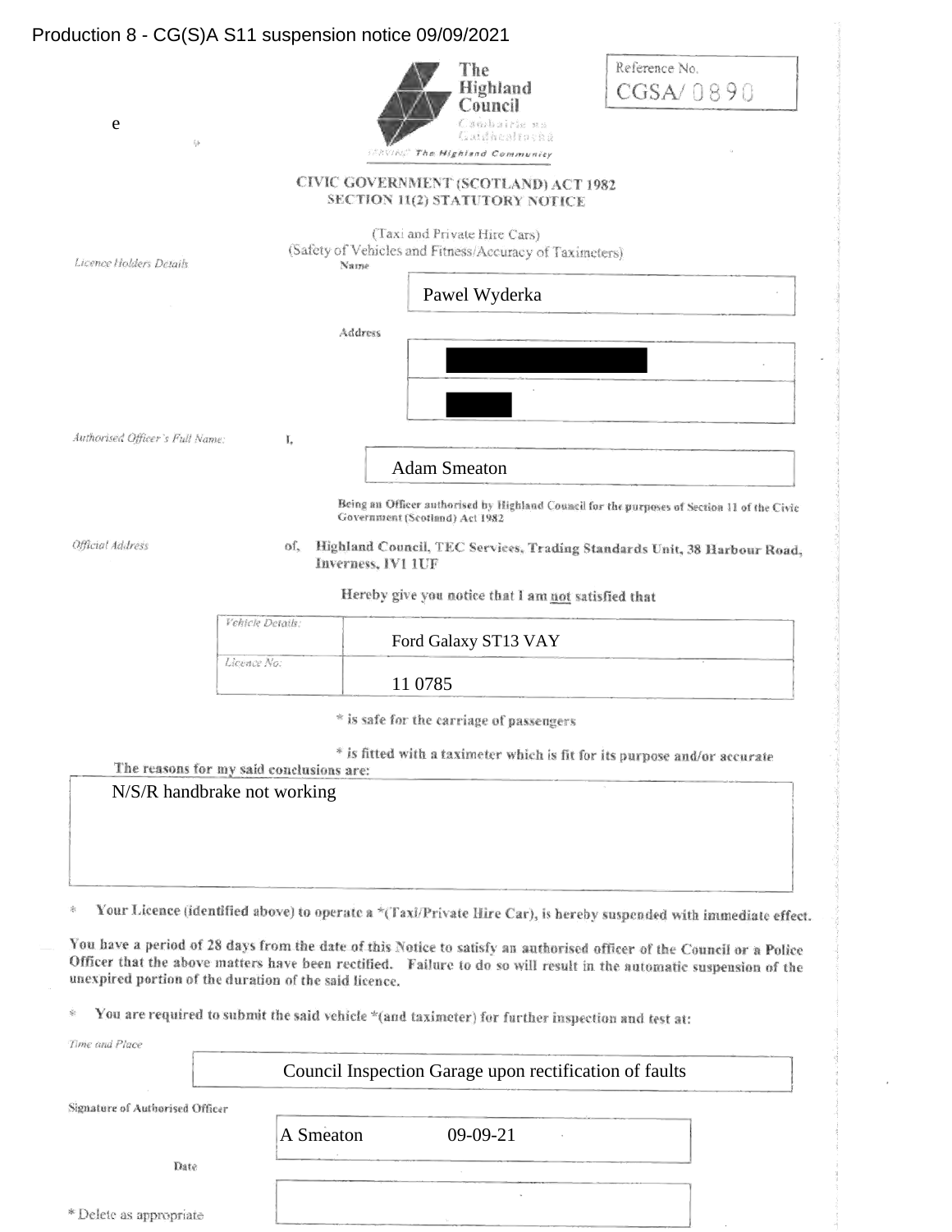Production 8 - CG(S)A S11 suspension notice 09/09/2021

e

The Highland Council
Comhairle na Gaidhealtachd
Serving The Highland Community

Reference No. CGSA/ 0890

**CIVIC GOVERNMENT (SCOTLAND) ACT 1982**
**SECTION 11(2) STATUTORY NOTICE**

(Taxi and Private Hire Cars)
(Safety of Vehicles and Fitness/Accuracy of Taximeters)

*Licence Holders Details*

Name: Pawel Wyderka

Address: [redacted]
[redacted]

*Authorised Officer's Full Name:* I, Adam Smeaton

**Being an Officer authorised by Highland Council for the purposes of Section 11 of the Civic Government (Scotland) Act 1982**

*Official Address* of, **Highland Council, TEC Services, Trading Standards Unit, 38 Harbour Road, Inverness, IV1 1UF**

**Hereby give you notice that I am <u>not</u> satisfied that**

| | |
|---|---|
| *Vehicle Details:* | Ford Galaxy ST13 VAY |
| *Licence No:* | 11 0785 |

\* is safe for the carriage of passengers

\* is fitted with a taximeter which is fit for its purpose and/or accurate

**The reasons for my said conclusions are:**

N/S/R handbrake not working

\* **Your Licence (identified above) to operate a \*(Taxi/Private Hire Car), is hereby suspended with immediate effect.**

**You have a period of 28 days from the date of this Notice to satisfy an authorised officer of the Council or a Police Officer that the above matters have been rectified. Failure to do so will result in the automatic suspension of the unexpired portion of the duration of the said licence.**

\* **You are required to submit the said vehicle \*(and taximeter) for further inspection and test at:**

*Time and Place*

Council Inspection Garage upon rectification of faults

**Signature of Authorised Officer**

A Smeaton 09-09-21

**Date**

\* Delete as appropriate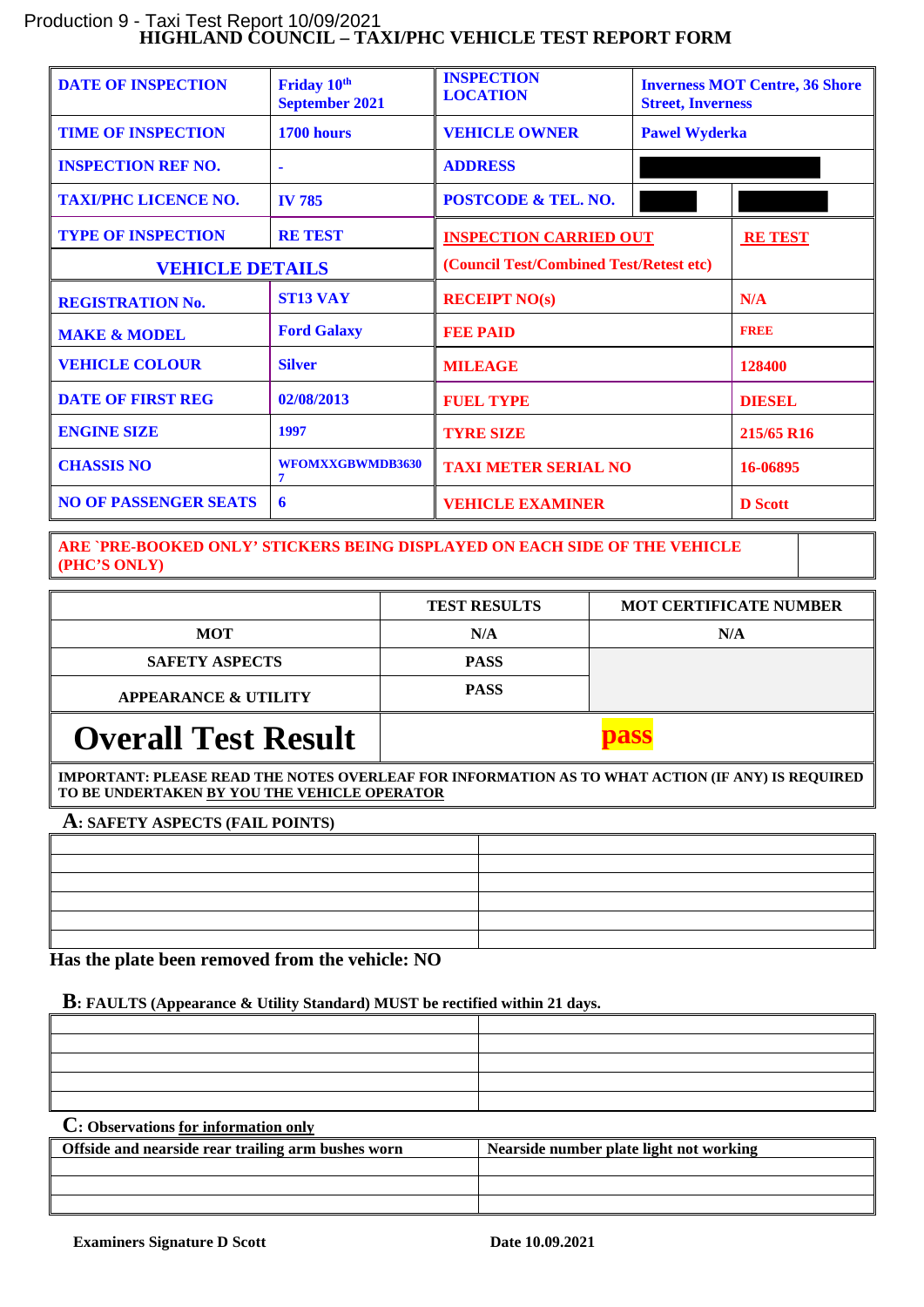Production 9 - Taxi Test Report 10/09/2021

# HIGHLAND COUNCIL – TAXI/PHC VEHICLE TEST REPORT FORM

| | | | | |
|---|---|---|---|---|
| **DATE OF INSPECTION** | **Friday 10th September 2021** | **INSPECTION LOCATION** | **Inverness MOT Centre, 36 Shore Street, Inverness** | |
| **TIME OF INSPECTION** | **1700 hours** | **VEHICLE OWNER** | **Pawel Wyderka** | |
| **INSPECTION REF NO.** | **-** | **ADDRESS** | ███ | |
| **TAXI/PHC LICENCE NO.** | **IV 785** | **POSTCODE & TEL. NO.** | ███ | ███ |
| **TYPE OF INSPECTION** | **RE TEST** | **INSPECTION CARRIED OUT** (Council Test/Combined Test/Retest etc) | **RE TEST** | |
| **VEHICLE DETAILS** | | | | |
| **REGISTRATION No.** | **ST13 VAY** | **RECEIPT NO(s)** | **N/A** | |
| **MAKE & MODEL** | **Ford Galaxy** | **FEE PAID** | **FREE** | |
| **VEHICLE COLOUR** | **Silver** | **MILEAGE** | **128400** | |
| **DATE OF FIRST REG** | **02/08/2013** | **FUEL TYPE** | **DIESEL** | |
| **ENGINE SIZE** | **1997** | **TYRE SIZE** | **215/65 R16** | |
| **CHASSIS NO** | **WFOMXXGBWMDB36307** | **TAXI METER SERIAL NO** | **16-06895** | |
| **NO OF PASSENGER SEATS** | **6** | **VEHICLE EXAMINER** | **D Scott** | |

| | |
|---|---|
| **ARE `PRE-BOOKED ONLY' STICKERS BEING DISPLAYED ON EACH SIDE OF THE VEHICLE (PHC'S ONLY)** | |

| | TEST RESULTS | MOT CERTIFICATE NUMBER |
|---|---|---|
| **MOT** | **N/A** | **N/A** |
| **SAFETY ASPECTS** | **PASS** | |
| **APPEARANCE & UTILITY** | **PASS** | |
| **Overall Test Result** | **pass** | |

**IMPORTANT: PLEASE READ THE NOTES OVERLEAF FOR INFORMATION AS TO WHAT ACTION (IF ANY) IS REQUIRED TO BE UNDERTAKEN BY YOU THE VEHICLE OPERATOR**

**A: SAFETY ASPECTS (FAIL POINTS)**

| | |
|---|---|
| | |
| | |
| | |
| | |
| | |
| | |

**Has the plate been removed from the vehicle: NO**

**B: FAULTS (Appearance & Utility Standard) MUST be rectified within 21 days.**

| | |
|---|---|
| | |
| | |
| | |
| | |
| | |

**C: Observations for information only**

| | |
|---|---|
| **Offside and nearside rear trailing arm bushes worn** | **Nearside number plate light not working** |
| | |
| | |
| | |

**Examiners Signature D Scott** **Date 10.09.2021**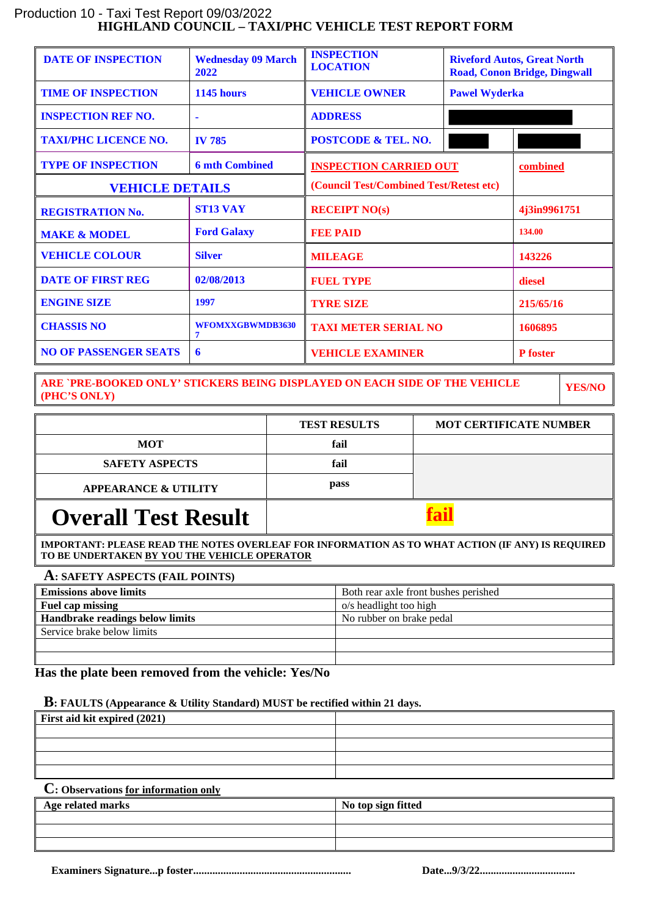Production 10 - Taxi Test Report 09/03/2022

# HIGHLAND COUNCIL – TAXI/PHC VEHICLE TEST REPORT FORM

| | | | | |
|---|---|---|---|---|
| **DATE OF INSPECTION** | **Wednesday 09 March 2022** | **INSPECTION LOCATION** | **Riveford Autos, Great North Road, Conon Bridge, Dingwall** | |
| **TIME OF INSPECTION** | **1145 hours** | **VEHICLE OWNER** | **Pawel Wyderka** | |
| **INSPECTION REF NO.** | **-** | **ADDRESS** | | |
| **TAXI/PHC LICENCE NO.** | **IV 785** | **POSTCODE & TEL. NO.** | | |
| **TYPE OF INSPECTION** | **6 mth Combined** | **INSPECTION CARRIED OUT** (Council Test/Combined Test/Retest etc) | | **combined** |
| **VEHICLE DETAILS** | | | | |
| **REGISTRATION No.** | **ST13 VAY** | **RECEIPT NO(s)** | | **4j3in9961751** |
| **MAKE & MODEL** | **Ford Galaxy** | **FEE PAID** | | **134.00** |
| **VEHICLE COLOUR** | **Silver** | **MILEAGE** | | **143226** |
| **DATE OF FIRST REG** | **02/08/2013** | **FUEL TYPE** | | **diesel** |
| **ENGINE SIZE** | **1997** | **TYRE SIZE** | | **215/65/16** |
| **CHASSIS NO** | **WFOMXXGBWMDB36307** | **TAXI METER SERIAL NO** | | **1606895** |
| **NO OF PASSENGER SEATS** | **6** | **VEHICLE EXAMINER** | | **P foster** |

| | |
|---|---|
| **ARE `PRE-BOOKED ONLY' STICKERS BEING DISPLAYED ON EACH SIDE OF THE VEHICLE (PHC'S ONLY)** | **YES/NO** |

| | TEST RESULTS | MOT CERTIFICATE NUMBER |
|---|---|---|
| **MOT** | **fail** | |
| **SAFETY ASPECTS** | **fail** | |
| **APPEARANCE & UTILITY** | **pass** | |
| **Overall Test Result** | **fail** | |

**IMPORTANT: PLEASE READ THE NOTES OVERLEAF FOR INFORMATION AS TO WHAT ACTION (IF ANY) IS REQUIRED TO BE UNDERTAKEN BY YOU THE VEHICLE OPERATOR**

**A: SAFETY ASPECTS (FAIL POINTS)**

| | |
|---|---|
| **Emissions above limits** | Both rear axle front bushes perished |
| **Fuel cap missing** | o/s headlight too high |
| **Handbrake readings below limits** | No rubber on brake pedal |
| Service brake below limits | |
| | |
| | |

**Has the plate been removed from the vehicle: Yes/No**

**B: FAULTS (Appearance & Utility Standard) MUST be rectified within 21 days.**

| | |
|---|---|
| **First aid kit expired (2021)** | |
| | |
| | |
| | |
| | |

**C: Observations for information only**

| | |
|---|---|
| **Age related marks** | **No top sign fitted** |
| | |
| | |
| | |

**Examiners Signature...p foster.........................................................** **Date...9/3/22..................................**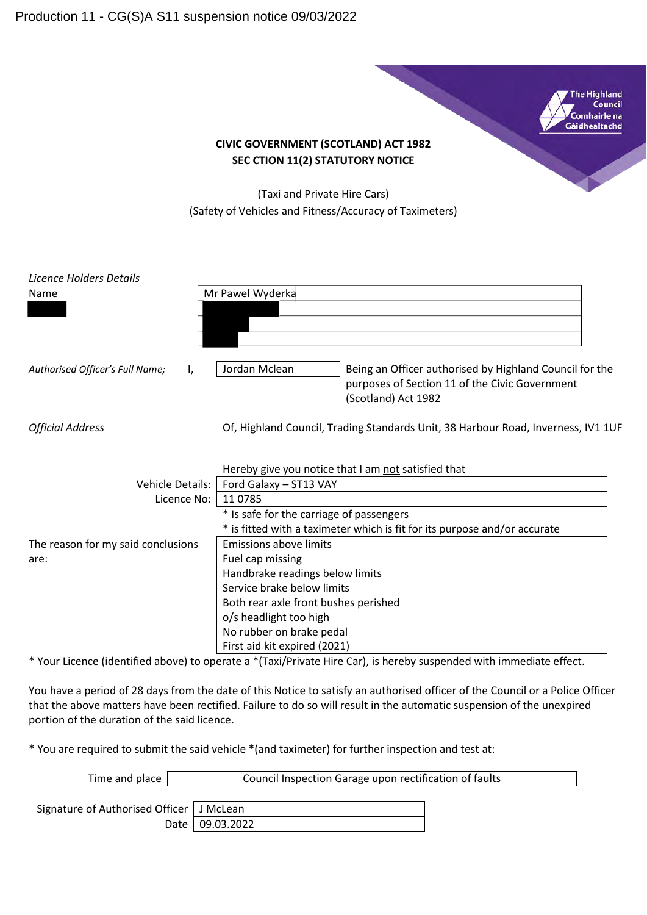Production 11 - CG(S)A S11 suspension notice 09/03/2022

The Highland Council
Comhairle na Gàidhealtachd

**CIVIC GOVERNMENT (SCOTLAND) ACT 1982**
**SEC CTION 11(2) STATUTORY NOTICE**

(Taxi and Private Hire Cars)
(Safety of Vehicles and Fitness/Accuracy of Taximeters)

*Licence Holders Details*

| Name | Mr Pawel Wyderka |
|---|---|

*Authorised Officer's Full Name;* I, Jordan Mclean — Being an Officer authorised by Highland Council for the purposes of Section 11 of the Civic Government (Scotland) Act 1982

*Official Address* — Of, Highland Council, Trading Standards Unit, 38 Harbour Road, Inverness, IV1 1UF

Hereby give you notice that I am not satisfied that

| Vehicle Details: | Ford Galaxy – ST13 VAY |
|---|---|
| Licence No: | 11 0785 |

\* Is safe for the carriage of passengers
\* is fitted with a taximeter which is fit for its purpose and/or accurate

The reason for my said conclusions are:

- Emissions above limits
- Fuel cap missing
- Handbrake readings below limits
- Service brake below limits
- Both rear axle front bushes perished
- o/s headlight too high
- No rubber on brake pedal
- First aid kit expired (2021)

\* Your Licence (identified above) to operate a *(Taxi/Private Hire Car), is hereby suspended with immediate effect.

You have a period of 28 days from the date of this Notice to satisfy an authorised officer of the Council or a Police Officer that the above matters have been rectified. Failure to do so will result in the automatic suspension of the unexpired portion of the duration of the said licence.

\* You are required to submit the said vehicle *(and taximeter) for further inspection and test at:

| Time and place | Council Inspection Garage upon rectification of faults |
|---|---|

| Signature of Authorised Officer | J McLean |
|---|---|
| Date | 09.03.2022 |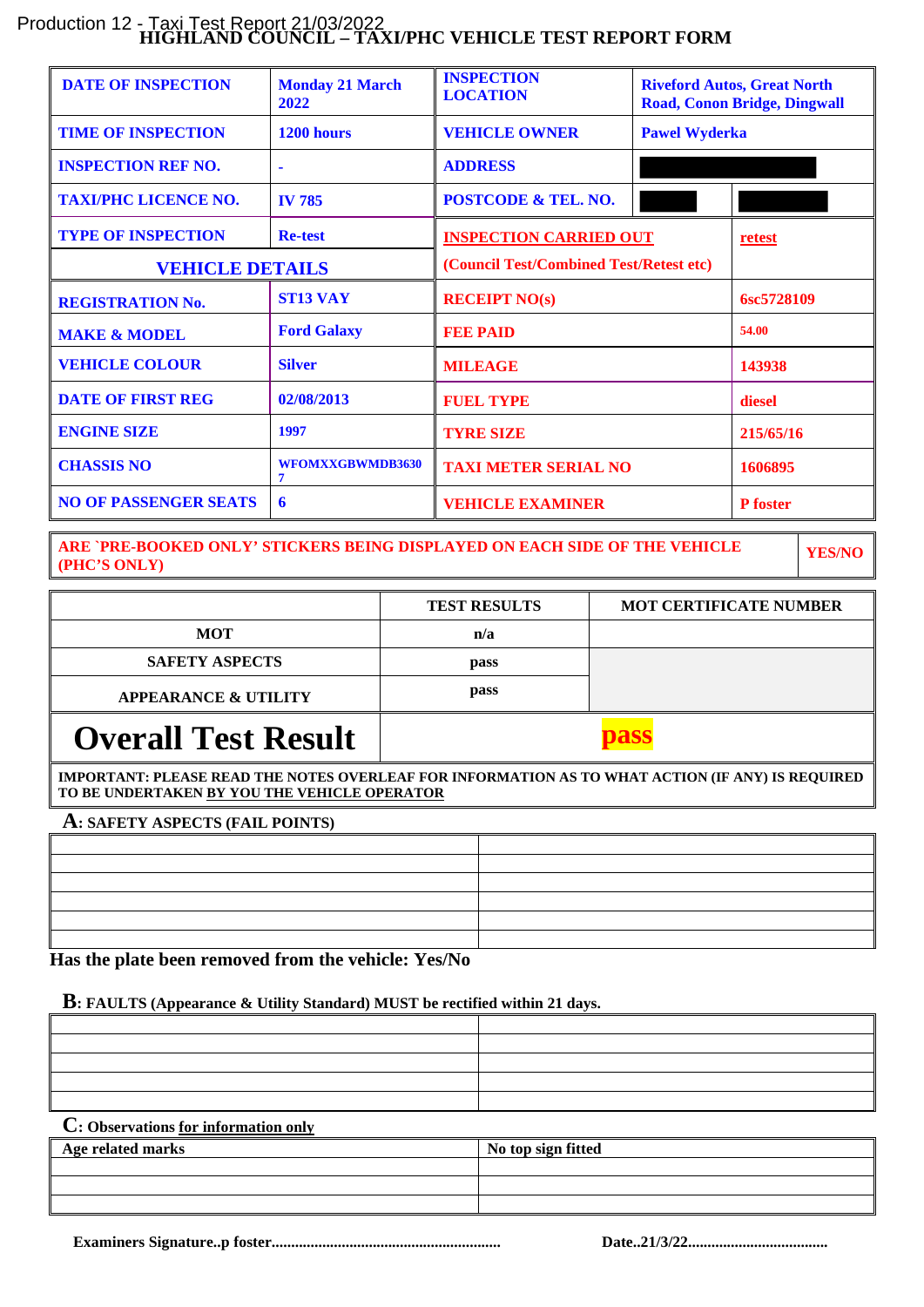Production 12 - Taxi Test Report 21/03/2022

# HIGHLAND COUNCIL – TAXI/PHC VEHICLE TEST REPORT FORM

| | | | | |
|---|---|---|---|---|
| **DATE OF INSPECTION** | **Monday 21 March 2022** | **INSPECTION LOCATION** | **Riveford Autos, Great North Road, Conon Bridge, Dingwall** | |
| **TIME OF INSPECTION** | **1200 hours** | **VEHICLE OWNER** | **Pawel Wyderka** | |
| **INSPECTION REF NO.** | **-** | **ADDRESS** | | |
| **TAXI/PHC LICENCE NO.** | **IV 785** | **POSTCODE & TEL. NO.** | | |
| **TYPE OF INSPECTION** | **Re-test** | **INSPECTION CARRIED OUT** (Council Test/Combined Test/Retest etc) | | **retest** |
| **VEHICLE DETAILS** | | | | |
| **REGISTRATION No.** | **ST13 VAY** | **RECEIPT NO(s)** | | **6sc5728109** |
| **MAKE & MODEL** | **Ford Galaxy** | **FEE PAID** | | **54.00** |
| **VEHICLE COLOUR** | **Silver** | **MILEAGE** | | **143938** |
| **DATE OF FIRST REG** | **02/08/2013** | **FUEL TYPE** | | **diesel** |
| **ENGINE SIZE** | **1997** | **TYRE SIZE** | | **215/65/16** |
| **CHASSIS NO** | **WFOMXXGBWMDB36307** | **TAXI METER SERIAL NO** | | **1606895** |
| **NO OF PASSENGER SEATS** | **6** | **VEHICLE EXAMINER** | | **P foster** |

| | |
|---|---|
| **ARE `PRE-BOOKED ONLY' STICKERS BEING DISPLAYED ON EACH SIDE OF THE VEHICLE (PHC'S ONLY)** | **YES/NO** |

| | TEST RESULTS | MOT CERTIFICATE NUMBER |
|---|---|---|
| **MOT** | **n/a** | |
| **SAFETY ASPECTS** | **pass** | |
| **APPEARANCE & UTILITY** | **pass** | |
| **Overall Test Result** | **pass** | |

**IMPORTANT: PLEASE READ THE NOTES OVERLEAF FOR INFORMATION AS TO WHAT ACTION (IF ANY) IS REQUIRED TO BE UNDERTAKEN BY YOU THE VEHICLE OPERATOR**

**A: SAFETY ASPECTS (FAIL POINTS)**

| | |
|---|---|
| | |
| | |
| | |
| | |
| | |
| | |

**Has the plate been removed from the vehicle: Yes/No**

**B: FAULTS (Appearance & Utility Standard) MUST be rectified within 21 days.**

| | |
|---|---|
| | |
| | |
| | |
| | |
| | |

**C: Observations for information only**

| | |
|---|---|
| Age related marks | No top sign fitted |
| | |
| | |
| | |

**Examiners Signature..p foster..........................................................** **Date..21/3/22...................................**